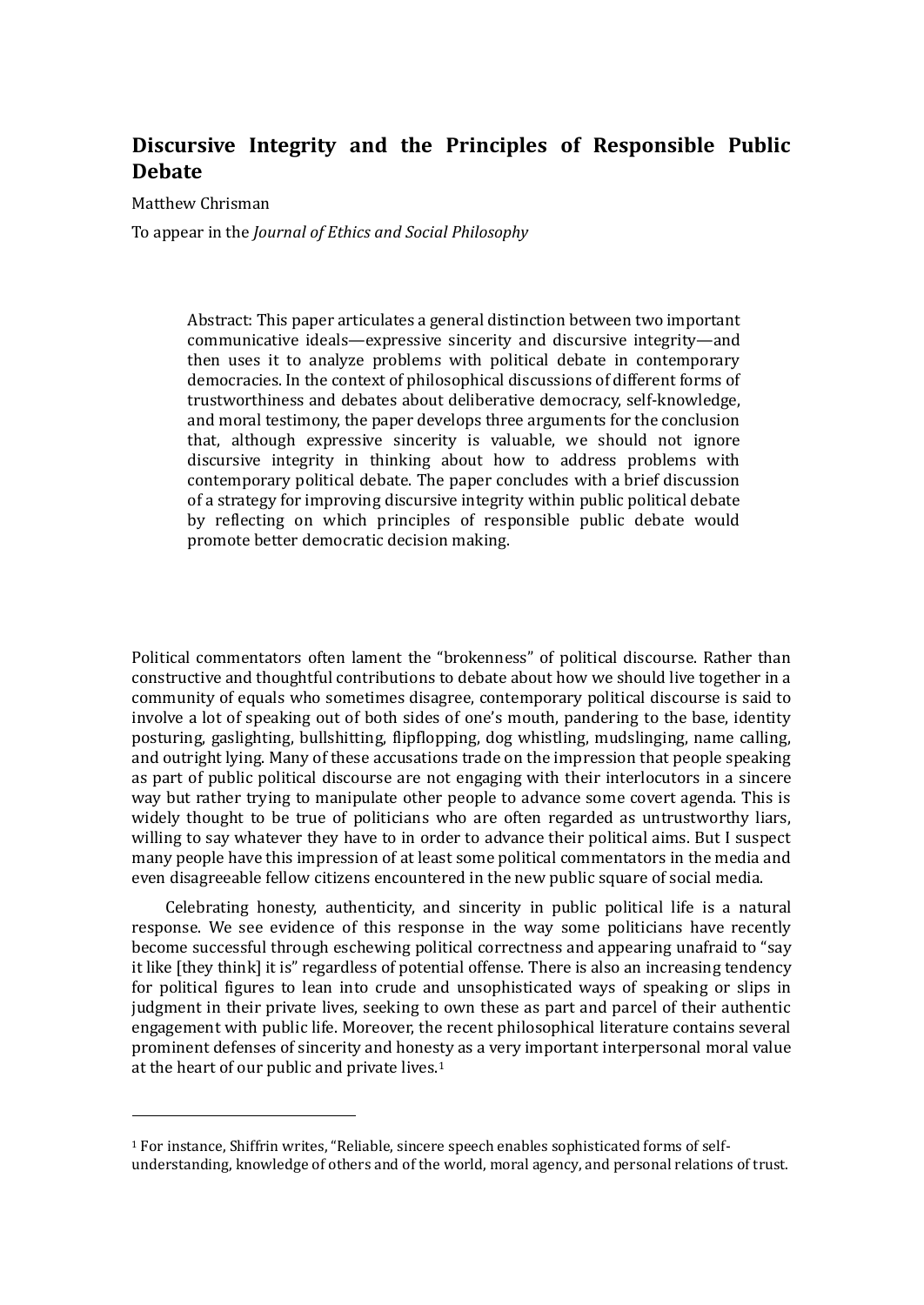# Discursive Integrity and the Principles of Responsible Public Debate

Matthew Chrisman

To appear in the *Journal of Ethics and Social Philosophy*

> Abstract: This paper articulates a general distinction between two important communicative ideals—expressive sincerity and discursive integrity—and then uses it to analyze problems with political debate in contemporary democracies. In the context of philosophical discussions of different forms of trustworthiness and debates about deliberative democracy, self-knowledge, and moral testimony, the paper develops three arguments for the conclusion that, although expressive sincerity is valuable, we should not ignore discursive integrity in thinking about how to address problems with contemporary political debate. The paper concludes with a brief discussion of a strategy for improving discursive integrity within public political debate by reflecting on which principles of responsible public debate would promote better democratic decision making.

Political commentators often lament the "brokenness" of political discourse. Rather than constructive and thoughtful contributions to debate about how we should live together in a community of equals who sometimes disagree, contemporary political discourse is said to involve a lot of speaking out of both sides of one's mouth, pandering to the base, identity posturing, gaslighting, bullshitting, flipflopping, dog whistling, mudslinging, name calling, and outright lying. Many of these accusations trade on the impression that people speaking as part of public political discourse are not engaging with their interlocutors in a sincere way but rather trying to manipulate other people to advance some covert agenda. This is widely thought to be true of politicians who are often regarded as untrustworthy liars, willing to say whatever they have to in order to advance their political aims. But I suspect many people have this impression of at least some political commentators in the media and even disagreeable fellow citizens encountered in the new public square of social media.

Celebrating honesty, authenticity, and sincerity in public political life is a natural response. We see evidence of this response in the way some politicians have recently become successful through eschewing political correctness and appearing unafraid to "say it like [they think] it is" regardless of potential offense. There is also an increasing tendency for political figures to lean into crude and unsophisticated ways of speaking or slips in judgment in their private lives, seeking to own these as part and parcel of their authentic engagement with public life. Moreover, the recent philosophical literature contains several prominent defenses of sincerity and honesty as a very important interpersonal moral value at the heart of our public and private lives.[1]

---

[1] For instance, Shiffrin writes, "Reliable, sincere speech enables sophisticated forms of self-understanding, knowledge of others and of the world, moral agency, and personal relations of trust.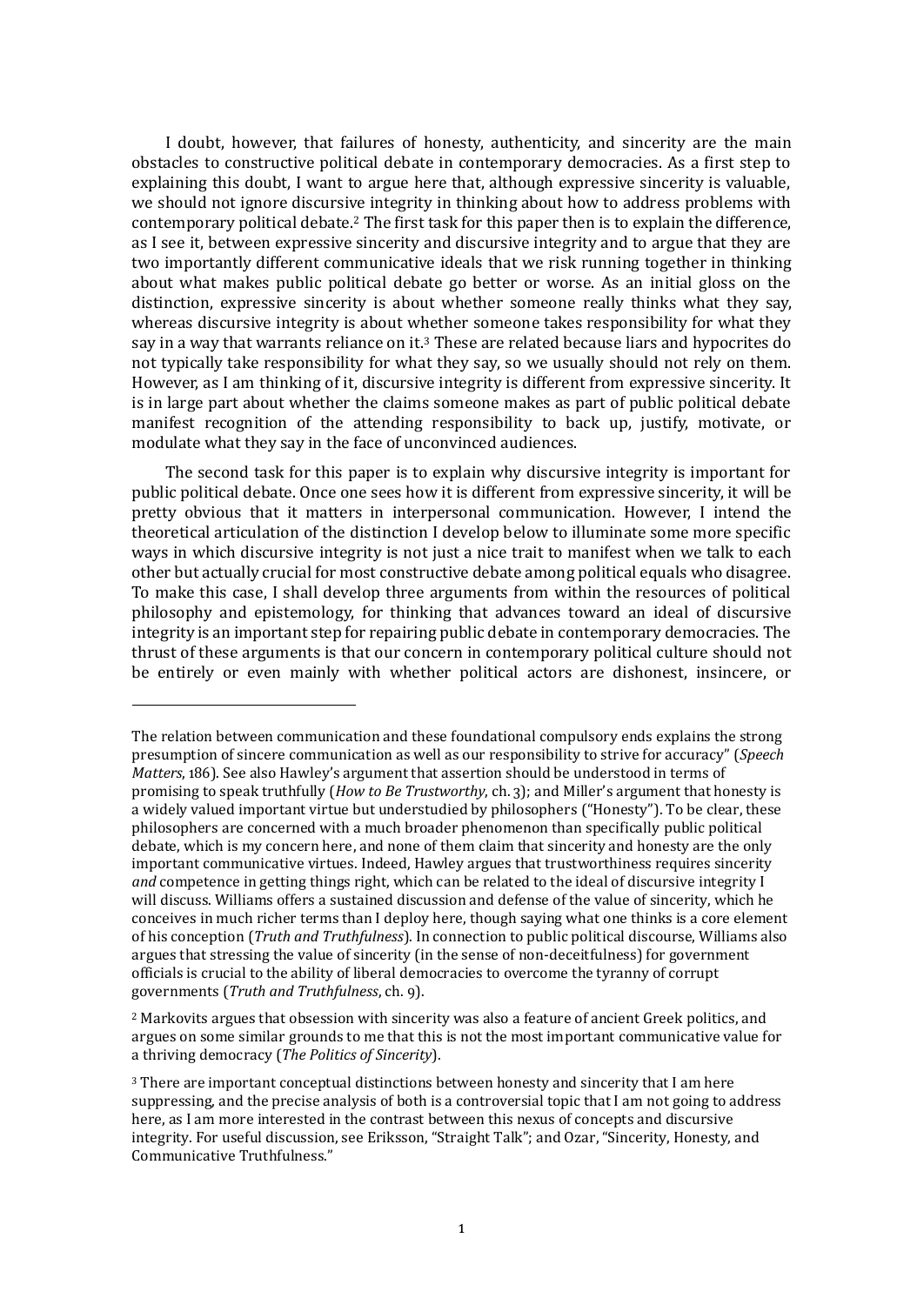I doubt, however, that failures of honesty, authenticity, and sincerity are the main obstacles to constructive political debate in contemporary democracies. As a first step to explaining this doubt, I want to argue here that, although expressive sincerity is valuable, we should not ignore discursive integrity in thinking about how to address problems with contemporary political debate.[2] The first task for this paper then is to explain the difference, as I see it, between expressive sincerity and discursive integrity and to argue that they are two importantly different communicative ideals that we risk running together in thinking about what makes public political debate go better or worse. As an initial gloss on the distinction, expressive sincerity is about whether someone really thinks what they say, whereas discursive integrity is about whether someone takes responsibility for what they say in a way that warrants reliance on it.[3] These are related because liars and hypocrites do not typically take responsibility for what they say, so we usually should not rely on them. However, as I am thinking of it, discursive integrity is different from expressive sincerity. It is in large part about whether the claims someone makes as part of public political debate manifest recognition of the attending responsibility to back up, justify, motivate, or modulate what they say in the face of unconvinced audiences.

The second task for this paper is to explain why discursive integrity is important for public political debate. Once one sees how it is different from expressive sincerity, it will be pretty obvious that it matters in interpersonal communication. However, I intend the theoretical articulation of the distinction I develop below to illuminate some more specific ways in which discursive integrity is not just a nice trait to manifest when we talk to each other but actually crucial for most constructive debate among political equals who disagree. To make this case, I shall develop three arguments from within the resources of political philosophy and epistemology, for thinking that advances toward an ideal of discursive integrity is an important step for repairing public debate in contemporary democracies. The thrust of these arguments is that our concern in contemporary political culture should not be entirely or even mainly with whether political actors are dishonest, insincere, or

---

The relation between communication and these foundational compulsory ends explains the strong presumption of sincere communication as well as our responsibility to strive for accuracy" (*Speech Matters*, 186). See also Hawley's argument that assertion should be understood in terms of promising to speak truthfully (*How to Be Trustworthy*, ch. 3); and Miller's argument that honesty is a widely valued important virtue but understudied by philosophers ("Honesty"). To be clear, these philosophers are concerned with a much broader phenomenon than specifically public political debate, which is my concern here, and none of them claim that sincerity and honesty are the only important communicative virtues. Indeed, Hawley argues that trustworthiness requires sincerity *and* competence in getting things right, which can be related to the ideal of discursive integrity I will discuss. Williams offers a sustained discussion and defense of the value of sincerity, which he conceives in much richer terms than I deploy here, though saying what one thinks is a core element of his conception (*Truth and Truthfulness*). In connection to public political discourse, Williams also argues that stressing the value of sincerity (in the sense of non-deceitfulness) for government officials is crucial to the ability of liberal democracies to overcome the tyranny of corrupt governments (*Truth and Truthfulness*, ch. 9).

[2] Markovits argues that obsession with sincerity was also a feature of ancient Greek politics, and argues on some similar grounds to me that this is not the most important communicative value for a thriving democracy (*The Politics of Sincerity*).

[3] There are important conceptual distinctions between honesty and sincerity that I am here suppressing, and the precise analysis of both is a controversial topic that I am not going to address here, as I am more interested in the contrast between this nexus of concepts and discursive integrity. For useful discussion, see Eriksson, "Straight Talk"; and Ozar, "Sincerity, Honesty, and Communicative Truthfulness."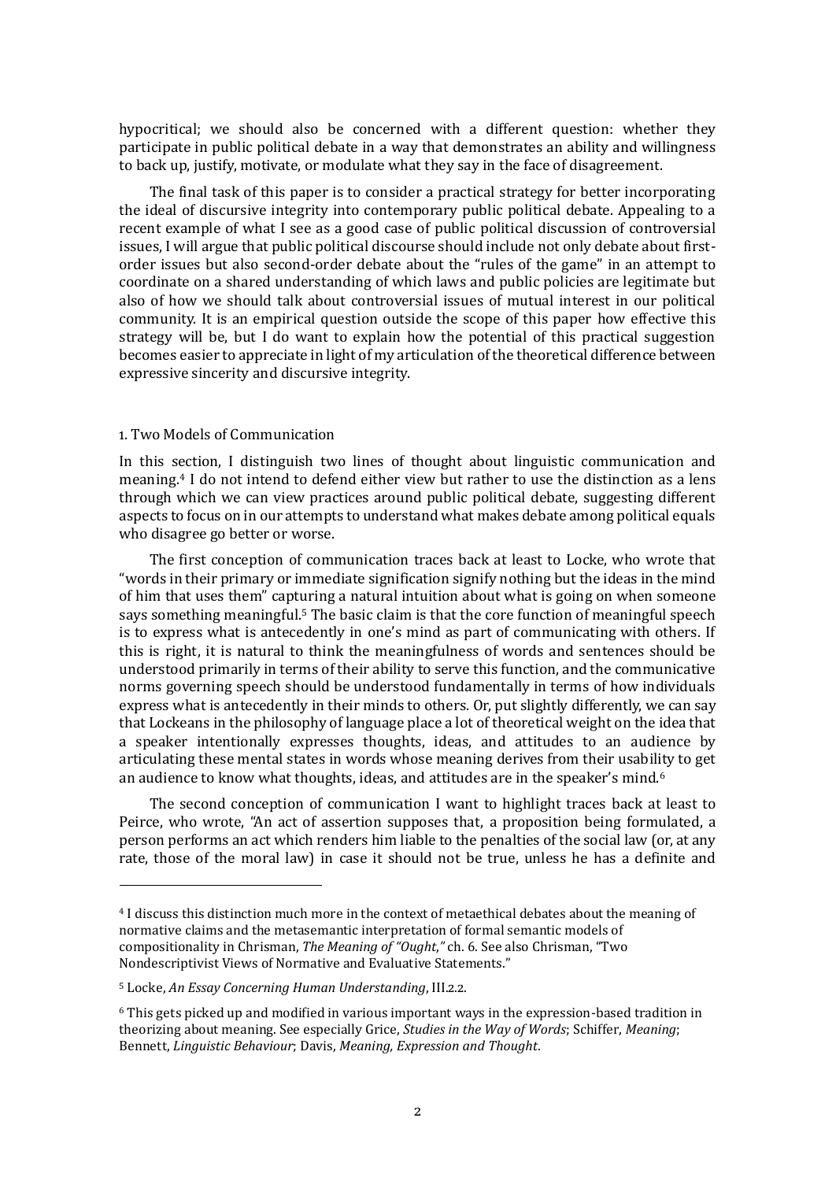hypocritical; we should also be concerned with a different question: whether they participate in public political debate in a way that demonstrates an ability and willingness to back up, justify, motivate, or modulate what they say in the face of disagreement.

The final task of this paper is to consider a practical strategy for better incorporating the ideal of discursive integrity into contemporary public political debate. Appealing to a recent example of what I see as a good case of public political discussion of controversial issues, I will argue that public political discourse should include not only debate about first-order issues but also second-order debate about the "rules of the game" in an attempt to coordinate on a shared understanding of which laws and public policies are legitimate but also of how we should talk about controversial issues of mutual interest in our political community. It is an empirical question outside the scope of this paper how effective this strategy will be, but I do want to explain how the potential of this practical suggestion becomes easier to appreciate in light of my articulation of the theoretical difference between expressive sincerity and discursive integrity.

## 1. Two Models of Communication

In this section, I distinguish two lines of thought about linguistic communication and meaning.[4] I do not intend to defend either view but rather to use the distinction as a lens through which we can view practices around public political debate, suggesting different aspects to focus on in our attempts to understand what makes debate among political equals who disagree go better or worse.

The first conception of communication traces back at least to Locke, who wrote that "words in their primary or immediate signification signify nothing but the ideas in the mind of him that uses them" capturing a natural intuition about what is going on when someone says something meaningful.[5] The basic claim is that the core function of meaningful speech is to express what is antecedently in one's mind as part of communicating with others. If this is right, it is natural to think the meaningfulness of words and sentences should be understood primarily in terms of their ability to serve this function, and the communicative norms governing speech should be understood fundamentally in terms of how individuals express what is antecedently in their minds to others. Or, put slightly differently, we can say that Lockeans in the philosophy of language place a lot of theoretical weight on the idea that a speaker intentionally expresses thoughts, ideas, and attitudes to an audience by articulating these mental states in words whose meaning derives from their usability to get an audience to know what thoughts, ideas, and attitudes are in the speaker's mind.[6]

The second conception of communication I want to highlight traces back at least to Peirce, who wrote, "An act of assertion supposes that, a proposition being formulated, a person performs an act which renders him liable to the penalties of the social law (or, at any rate, those of the moral law) in case it should not be true, unless he has a definite and

---

[4] I discuss this distinction much more in the context of metaethical debates about the meaning of normative claims and the metasemantic interpretation of formal semantic models of compositionality in Chrisman, *The Meaning of "Ought,"* ch. 6. See also Chrisman, "Two Nondescriptivist Views of Normative and Evaluative Statements."

[5] Locke, *An Essay Concerning Human Understanding*, III.2.2.

[6] This gets picked up and modified in various important ways in the expression-based tradition in theorizing about meaning. See especially Grice, *Studies in the Way of Words*; Schiffer, *Meaning*; Bennett, *Linguistic Behaviour*; Davis, *Meaning, Expression and Thought*.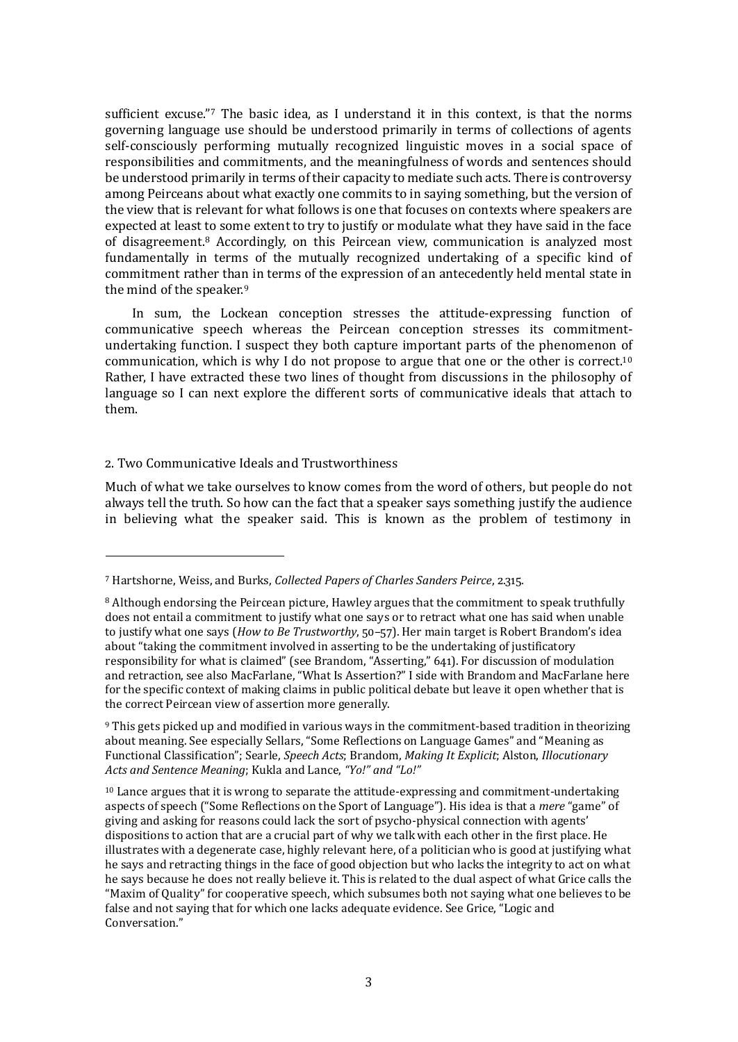sufficient excuse."[7] The basic idea, as I understand it in this context, is that the norms governing language use should be understood primarily in terms of collections of agents self-consciously performing mutually recognized linguistic moves in a social space of responsibilities and commitments, and the meaningfulness of words and sentences should be understood primarily in terms of their capacity to mediate such acts. There is controversy among Peirceans about what exactly one commits to in saying something, but the version of the view that is relevant for what follows is one that focuses on contexts where speakers are expected at least to some extent to try to justify or modulate what they have said in the face of disagreement.[8] Accordingly, on this Peircean view, communication is analyzed most fundamentally in terms of the mutually recognized undertaking of a specific kind of commitment rather than in terms of the expression of an antecedently held mental state in the mind of the speaker.[9]

In sum, the Lockean conception stresses the attitude-expressing function of communicative speech whereas the Peircean conception stresses its commitment-undertaking function. I suspect they both capture important parts of the phenomenon of communication, which is why I do not propose to argue that one or the other is correct.[10] Rather, I have extracted these two lines of thought from discussions in the philosophy of language so I can next explore the different sorts of communicative ideals that attach to them.

## 2. Two Communicative Ideals and Trustworthiness

Much of what we take ourselves to know comes from the word of others, but people do not always tell the truth. So how can the fact that a speaker says something justify the audience in believing what the speaker said. This is known as the problem of testimony in

---

[7] Hartshorne, Weiss, and Burks, *Collected Papers of Charles Sanders Peirce*, 2.315.

[8] Although endorsing the Peircean picture, Hawley argues that the commitment to speak truthfully does not entail a commitment to justify what one says or to retract what one has said when unable to justify what one says (*How to Be Trustworthy*, 50–57). Her main target is Robert Brandom's idea about "taking the commitment involved in asserting to be the undertaking of justificatory responsibility for what is claimed" (see Brandom, "Asserting," 641). For discussion of modulation and retraction, see also MacFarlane, "What Is Assertion?" I side with Brandom and MacFarlane here for the specific context of making claims in public political debate but leave it open whether that is the correct Peircean view of assertion more generally.

[9] This gets picked up and modified in various ways in the commitment-based tradition in theorizing about meaning. See especially Sellars, "Some Reflections on Language Games" and "Meaning as Functional Classification"; Searle, *Speech Acts*; Brandom, *Making It Explicit*; Alston, *Illocutionary Acts and Sentence Meaning*; Kukla and Lance, *"Yo!" and "Lo!"*

[10] Lance argues that it is wrong to separate the attitude-expressing and commitment-undertaking aspects of speech ("Some Reflections on the Sport of Language"). His idea is that a *mere* "game" of giving and asking for reasons could lack the sort of psycho-physical connection with agents' dispositions to action that are a crucial part of why we talk with each other in the first place. He illustrates with a degenerate case, highly relevant here, of a politician who is good at justifying what he says and retracting things in the face of good objection but who lacks the integrity to act on what he says because he does not really believe it. This is related to the dual aspect of what Grice calls the "Maxim of Quality" for cooperative speech, which subsumes both not saying what one believes to be false and not saying that for which one lacks adequate evidence. See Grice, "Logic and Conversation."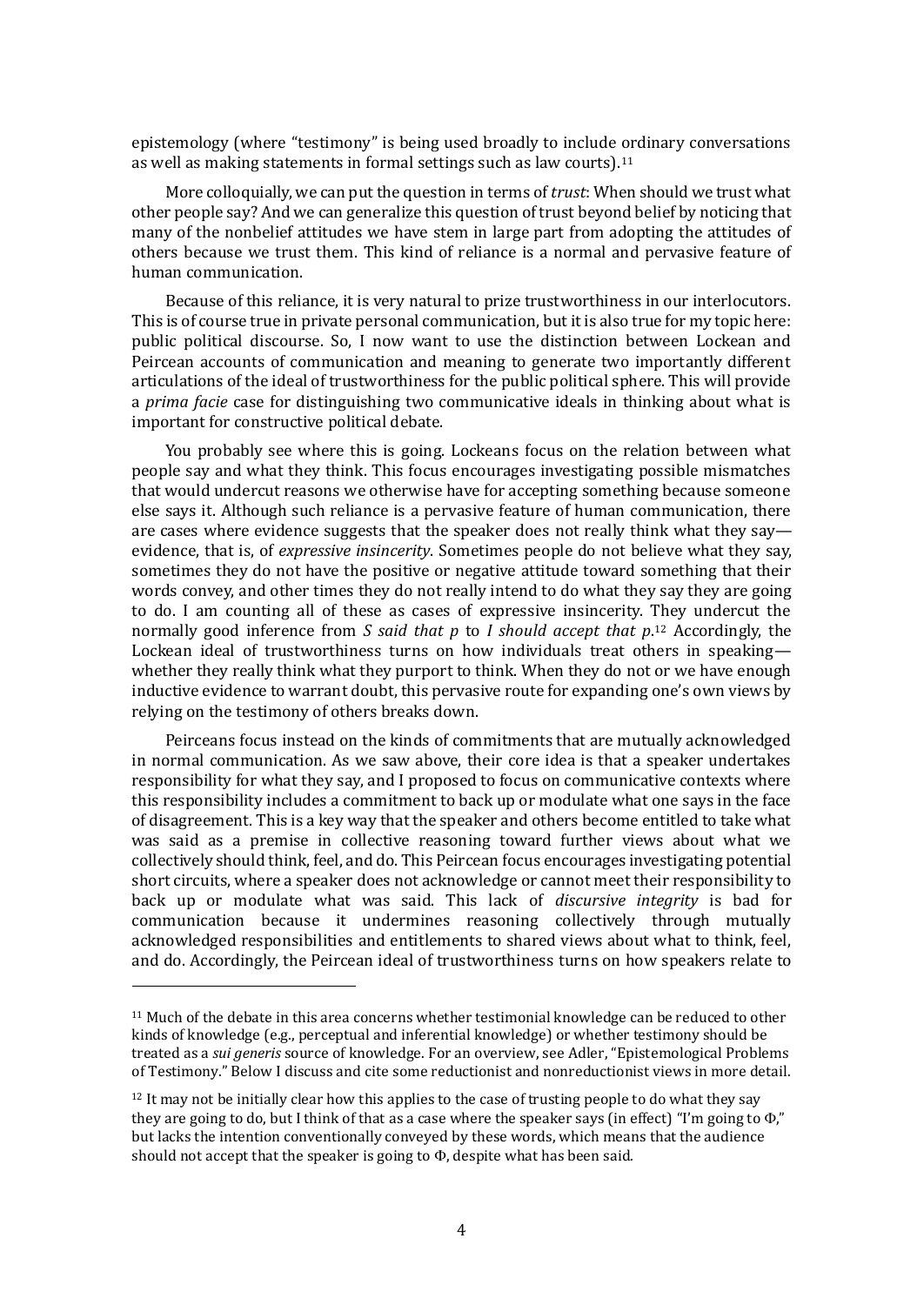epistemology (where "testimony" is being used broadly to include ordinary conversations as well as making statements in formal settings such as law courts).[11]

More colloquially, we can put the question in terms of *trust*: When should we trust what other people say? And we can generalize this question of trust beyond belief by noticing that many of the nonbelief attitudes we have stem in large part from adopting the attitudes of others because we trust them. This kind of reliance is a normal and pervasive feature of human communication.

Because of this reliance, it is very natural to prize trustworthiness in our interlocutors. This is of course true in private personal communication, but it is also true for my topic here: public political discourse. So, I now want to use the distinction between Lockean and Peircean accounts of communication and meaning to generate two importantly different articulations of the ideal of trustworthiness for the public political sphere. This will provide a *prima facie* case for distinguishing two communicative ideals in thinking about what is important for constructive political debate.

You probably see where this is going. Lockeans focus on the relation between what people say and what they think. This focus encourages investigating possible mismatches that would undercut reasons we otherwise have for accepting something because someone else says it. Although such reliance is a pervasive feature of human communication, there are cases where evidence suggests that the speaker does not really think what they say—evidence, that is, of *expressive insincerity*. Sometimes people do not believe what they say, sometimes they do not have the positive or negative attitude toward something that their words convey, and other times they do not really intend to do what they say they are going to do. I am counting all of these as cases of expressive insincerity. They undercut the normally good inference from *S said that p* to *I should accept that p*.[12] Accordingly, the Lockean ideal of trustworthiness turns on how individuals treat others in speaking—whether they really think what they purport to think. When they do not or we have enough inductive evidence to warrant doubt, this pervasive route for expanding one's own views by relying on the testimony of others breaks down.

Peirceans focus instead on the kinds of commitments that are mutually acknowledged in normal communication. As we saw above, their core idea is that a speaker undertakes responsibility for what they say, and I proposed to focus on communicative contexts where this responsibility includes a commitment to back up or modulate what one says in the face of disagreement. This is a key way that the speaker and others become entitled to take what was said as a premise in collective reasoning toward further views about what we collectively should think, feel, and do. This Peircean focus encourages investigating potential short circuits, where a speaker does not acknowledge or cannot meet their responsibility to back up or modulate what was said. This lack of *discursive integrity* is bad for communication because it undermines reasoning collectively through mutually acknowledged responsibilities and entitlements to shared views about what to think, feel, and do. Accordingly, the Peircean ideal of trustworthiness turns on how speakers relate to

---

[11] Much of the debate in this area concerns whether testimonial knowledge can be reduced to other kinds of knowledge (e.g., perceptual and inferential knowledge) or whether testimony should be treated as a *sui generis* source of knowledge. For an overview, see Adler, "Epistemological Problems of Testimony." Below I discuss and cite some reductionist and nonreductionist views in more detail.

[12] It may not be initially clear how this applies to the case of trusting people to do what they say they are going to do, but I think of that as a case where the speaker says (in effect) "I'm going to Φ," but lacks the intention conventionally conveyed by these words, which means that the audience should not accept that the speaker is going to Φ, despite what has been said.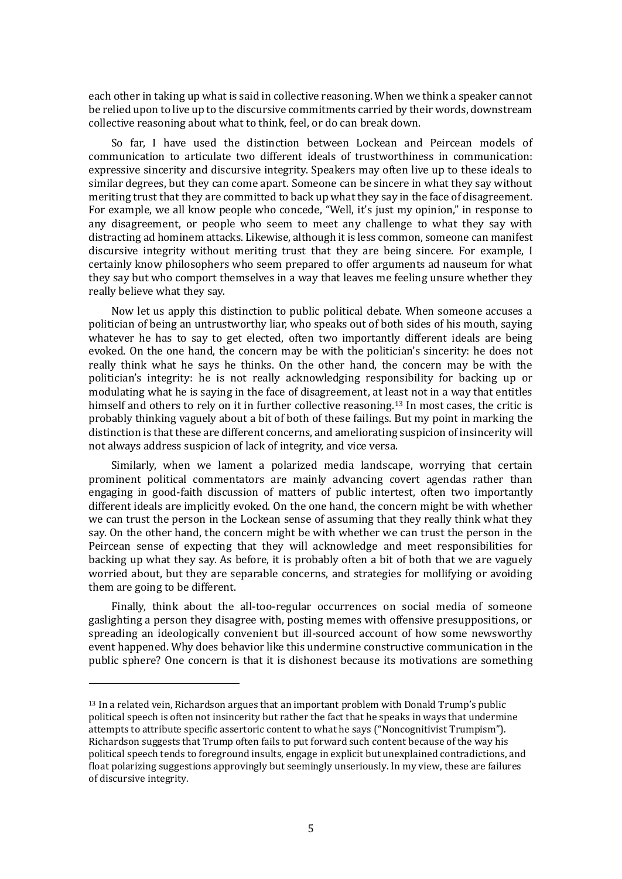each other in taking up what is said in collective reasoning. When we think a speaker cannot be relied upon to live up to the discursive commitments carried by their words, downstream collective reasoning about what to think, feel, or do can break down.

So far, I have used the distinction between Lockean and Peircean models of communication to articulate two different ideals of trustworthiness in communication: expressive sincerity and discursive integrity. Speakers may often live up to these ideals to similar degrees, but they can come apart. Someone can be sincere in what they say without meriting trust that they are committed to back up what they say in the face of disagreement. For example, we all know people who concede, "Well, it's just my opinion," in response to any disagreement, or people who seem to meet any challenge to what they say with distracting ad hominem attacks. Likewise, although it is less common, someone can manifest discursive integrity without meriting trust that they are being sincere. For example, I certainly know philosophers who seem prepared to offer arguments ad nauseum for what they say but who comport themselves in a way that leaves me feeling unsure whether they really believe what they say.

Now let us apply this distinction to public political debate. When someone accuses a politician of being an untrustworthy liar, who speaks out of both sides of his mouth, saying whatever he has to say to get elected, often two importantly different ideals are being evoked. On the one hand, the concern may be with the politician's sincerity: he does not really think what he says he thinks. On the other hand, the concern may be with the politician's integrity: he is not really acknowledging responsibility for backing up or modulating what he is saying in the face of disagreement, at least not in a way that entitles himself and others to rely on it in further collective reasoning.[13] In most cases, the critic is probably thinking vaguely about a bit of both of these failings. But my point in marking the distinction is that these are different concerns, and ameliorating suspicion of insincerity will not always address suspicion of lack of integrity, and vice versa.

Similarly, when we lament a polarized media landscape, worrying that certain prominent political commentators are mainly advancing covert agendas rather than engaging in good-faith discussion of matters of public intertest, often two importantly different ideals are implicitly evoked. On the one hand, the concern might be with whether we can trust the person in the Lockean sense of assuming that they really think what they say. On the other hand, the concern might be with whether we can trust the person in the Peircean sense of expecting that they will acknowledge and meet responsibilities for backing up what they say. As before, it is probably often a bit of both that we are vaguely worried about, but they are separable concerns, and strategies for mollifying or avoiding them are going to be different.

Finally, think about the all-too-regular occurrences on social media of someone gaslighting a person they disagree with, posting memes with offensive presuppositions, or spreading an ideologically convenient but ill-sourced account of how some newsworthy event happened. Why does behavior like this undermine constructive communication in the public sphere? One concern is that it is dishonest because its motivations are something

[13] In a related vein, Richardson argues that an important problem with Donald Trump's public political speech is often not insincerity but rather the fact that he speaks in ways that undermine attempts to attribute specific assertoric content to what he says ("Noncognitivist Trumpism"). Richardson suggests that Trump often fails to put forward such content because of the way his political speech tends to foreground insults, engage in explicit but unexplained contradictions, and float polarizing suggestions approvingly but seemingly unseriously. In my view, these are failures of discursive integrity.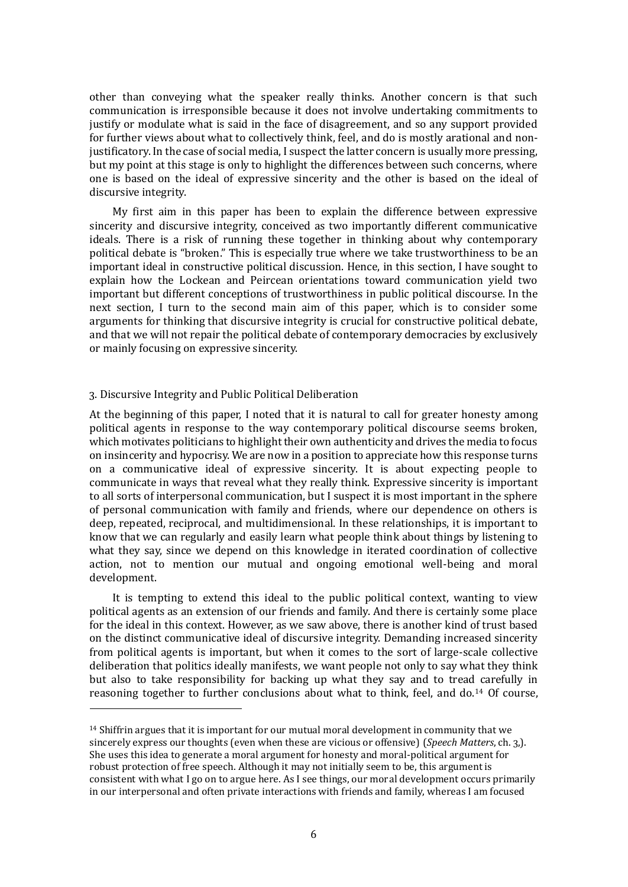other than conveying what the speaker really thinks. Another concern is that such communication is irresponsible because it does not involve undertaking commitments to justify or modulate what is said in the face of disagreement, and so any support provided for further views about what to collectively think, feel, and do is mostly arational and non-justificatory. In the case of social media, I suspect the latter concern is usually more pressing, but my point at this stage is only to highlight the differences between such concerns, where one is based on the ideal of expressive sincerity and the other is based on the ideal of discursive integrity.

My first aim in this paper has been to explain the difference between expressive sincerity and discursive integrity, conceived as two importantly different communicative ideals. There is a risk of running these together in thinking about why contemporary political debate is "broken." This is especially true where we take trustworthiness to be an important ideal in constructive political discussion. Hence, in this section, I have sought to explain how the Lockean and Peircean orientations toward communication yield two important but different conceptions of trustworthiness in public political discourse. In the next section, I turn to the second main aim of this paper, which is to consider some arguments for thinking that discursive integrity is crucial for constructive political debate, and that we will not repair the political debate of contemporary democracies by exclusively or mainly focusing on expressive sincerity.

## 3. Discursive Integrity and Public Political Deliberation

At the beginning of this paper, I noted that it is natural to call for greater honesty among political agents in response to the way contemporary political discourse seems broken, which motivates politicians to highlight their own authenticity and drives the media to focus on insincerity and hypocrisy. We are now in a position to appreciate how this response turns on a communicative ideal of expressive sincerity. It is about expecting people to communicate in ways that reveal what they really think. Expressive sincerity is important to all sorts of interpersonal communication, but I suspect it is most important in the sphere of personal communication with family and friends, where our dependence on others is deep, repeated, reciprocal, and multidimensional. In these relationships, it is important to know that we can regularly and easily learn what people think about things by listening to what they say, since we depend on this knowledge in iterated coordination of collective action, not to mention our mutual and ongoing emotional well-being and moral development.

It is tempting to extend this ideal to the public political context, wanting to view political agents as an extension of our friends and family. And there is certainly some place for the ideal in this context. However, as we saw above, there is another kind of trust based on the distinct communicative ideal of discursive integrity. Demanding increased sincerity from political agents is important, but when it comes to the sort of large-scale collective deliberation that politics ideally manifests, we want people not only to say what they think but also to take responsibility for backing up what they say and to tread carefully in reasoning together to further conclusions about what to think, feel, and do.[14] Of course,

[14] Shiffrin argues that it is important for our mutual moral development in community that we sincerely express our thoughts (even when these are vicious or offensive) (*Speech Matters*, ch. 3,). She uses this idea to generate a moral argument for honesty and moral-political argument for robust protection of free speech. Although it may not initially seem to be, this argument is consistent with what I go on to argue here. As I see things, our moral development occurs primarily in our interpersonal and often private interactions with friends and family, whereas I am focused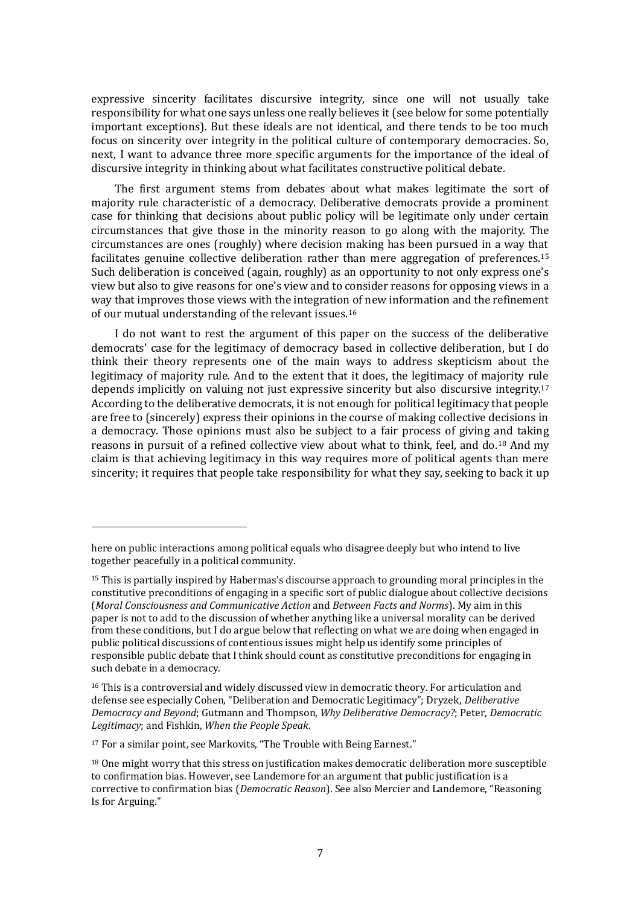expressive sincerity facilitates discursive integrity, since one will not usually take responsibility for what one says unless one really believes it (see below for some potentially important exceptions). But these ideals are not identical, and there tends to be too much focus on sincerity over integrity in the political culture of contemporary democracies. So, next, I want to advance three more specific arguments for the importance of the ideal of discursive integrity in thinking about what facilitates constructive political debate.

The first argument stems from debates about what makes legitimate the sort of majority rule characteristic of a democracy. Deliberative democrats provide a prominent case for thinking that decisions about public policy will be legitimate only under certain circumstances that give those in the minority reason to go along with the majority. The circumstances are ones (roughly) where decision making has been pursued in a way that facilitates genuine collective deliberation rather than mere aggregation of preferences.[15] Such deliberation is conceived (again, roughly) as an opportunity to not only express one's view but also to give reasons for one's view and to consider reasons for opposing views in a way that improves those views with the integration of new information and the refinement of our mutual understanding of the relevant issues.[16]

I do not want to rest the argument of this paper on the success of the deliberative democrats' case for the legitimacy of democracy based in collective deliberation, but I do think their theory represents one of the main ways to address skepticism about the legitimacy of majority rule. And to the extent that it does, the legitimacy of majority rule depends implicitly on valuing not just expressive sincerity but also discursive integrity.[17] According to the deliberative democrats, it is not enough for political legitimacy that people are free to (sincerely) express their opinions in the course of making collective decisions in a democracy. Those opinions must also be subject to a fair process of giving and taking reasons in pursuit of a refined collective view about what to think, feel, and do.[18] And my claim is that achieving legitimacy in this way requires more of political agents than mere sincerity; it requires that people take responsibility for what they say, seeking to back it up

---

here on public interactions among political equals who disagree deeply but who intend to live together peacefully in a political community.

[15] This is partially inspired by Habermas's discourse approach to grounding moral principles in the constitutive preconditions of engaging in a specific sort of public dialogue about collective decisions (*Moral Consciousness and Communicative Action* and *Between Facts and Norms*). My aim in this paper is not to add to the discussion of whether anything like a universal morality can be derived from these conditions, but I do argue below that reflecting on what we are doing when engaged in public political discussions of contentious issues might help us identify some principles of responsible public debate that I think should count as constitutive preconditions for engaging in such debate in a democracy.

[16] This is a controversial and widely discussed view in democratic theory. For articulation and defense see especially Cohen, "Deliberation and Democratic Legitimacy"; Dryzek, *Deliberative Democracy and Beyond*; Gutmann and Thompson, *Why Deliberative Democracy?*; Peter, *Democratic Legitimacy*; and Fishkin, *When the People Speak*.

[17] For a similar point, see Markovits, "The Trouble with Being Earnest."

[18] One might worry that this stress on justification makes democratic deliberation more susceptible to confirmation bias. However, see Landemore for an argument that public justification is a corrective to confirmation bias (*Democratic Reason*). See also Mercier and Landemore, "Reasoning Is for Arguing."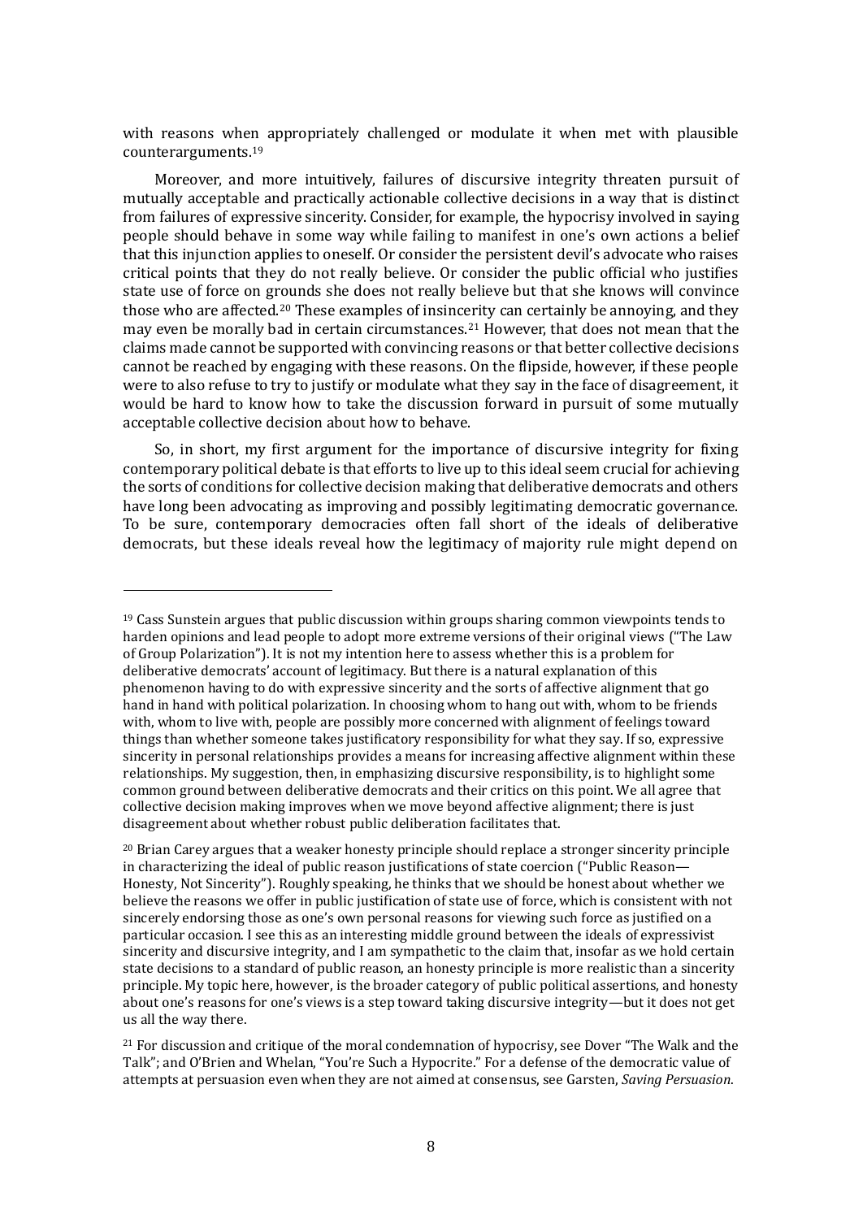with reasons when appropriately challenged or modulate it when met with plausible counterarguments.[19]

Moreover, and more intuitively, failures of discursive integrity threaten pursuit of mutually acceptable and practically actionable collective decisions in a way that is distinct from failures of expressive sincerity. Consider, for example, the hypocrisy involved in saying people should behave in some way while failing to manifest in one's own actions a belief that this injunction applies to oneself. Or consider the persistent devil's advocate who raises critical points that they do not really believe. Or consider the public official who justifies state use of force on grounds she does not really believe but that she knows will convince those who are affected.[20] These examples of insincerity can certainly be annoying, and they may even be morally bad in certain circumstances.[21] However, that does not mean that the claims made cannot be supported with convincing reasons or that better collective decisions cannot be reached by engaging with these reasons. On the flipside, however, if these people were to also refuse to try to justify or modulate what they say in the face of disagreement, it would be hard to know how to take the discussion forward in pursuit of some mutually acceptable collective decision about how to behave.

So, in short, my first argument for the importance of discursive integrity for fixing contemporary political debate is that efforts to live up to this ideal seem crucial for achieving the sorts of conditions for collective decision making that deliberative democrats and others have long been advocating as improving and possibly legitimating democratic governance. To be sure, contemporary democracies often fall short of the ideals of deliberative democrats, but these ideals reveal how the legitimacy of majority rule might depend on

---

[19] Cass Sunstein argues that public discussion within groups sharing common viewpoints tends to harden opinions and lead people to adopt more extreme versions of their original views ("The Law of Group Polarization"). It is not my intention here to assess whether this is a problem for deliberative democrats' account of legitimacy. But there is a natural explanation of this phenomenon having to do with expressive sincerity and the sorts of affective alignment that go hand in hand with political polarization. In choosing whom to hang out with, whom to be friends with, whom to live with, people are possibly more concerned with alignment of feelings toward things than whether someone takes justificatory responsibility for what they say. If so, expressive sincerity in personal relationships provides a means for increasing affective alignment within these relationships. My suggestion, then, in emphasizing discursive responsibility, is to highlight some common ground between deliberative democrats and their critics on this point. We all agree that collective decision making improves when we move beyond affective alignment; there is just disagreement about whether robust public deliberation facilitates that.

[20] Brian Carey argues that a weaker honesty principle should replace a stronger sincerity principle in characterizing the ideal of public reason justifications of state coercion ("Public Reason—Honesty, Not Sincerity"). Roughly speaking, he thinks that we should be honest about whether we believe the reasons we offer in public justification of state use of force, which is consistent with not sincerely endorsing those as one's own personal reasons for viewing such force as justified on a particular occasion. I see this as an interesting middle ground between the ideals of expressivist sincerity and discursive integrity, and I am sympathetic to the claim that, insofar as we hold certain state decisions to a standard of public reason, an honesty principle is more realistic than a sincerity principle. My topic here, however, is the broader category of public political assertions, and honesty about one's reasons for one's views is a step toward taking discursive integrity—but it does not get us all the way there.

[21] For discussion and critique of the moral condemnation of hypocrisy, see Dover "The Walk and the Talk"; and O'Brien and Whelan, "You're Such a Hypocrite." For a defense of the democratic value of attempts at persuasion even when they are not aimed at consensus, see Garsten, *Saving Persuasion*.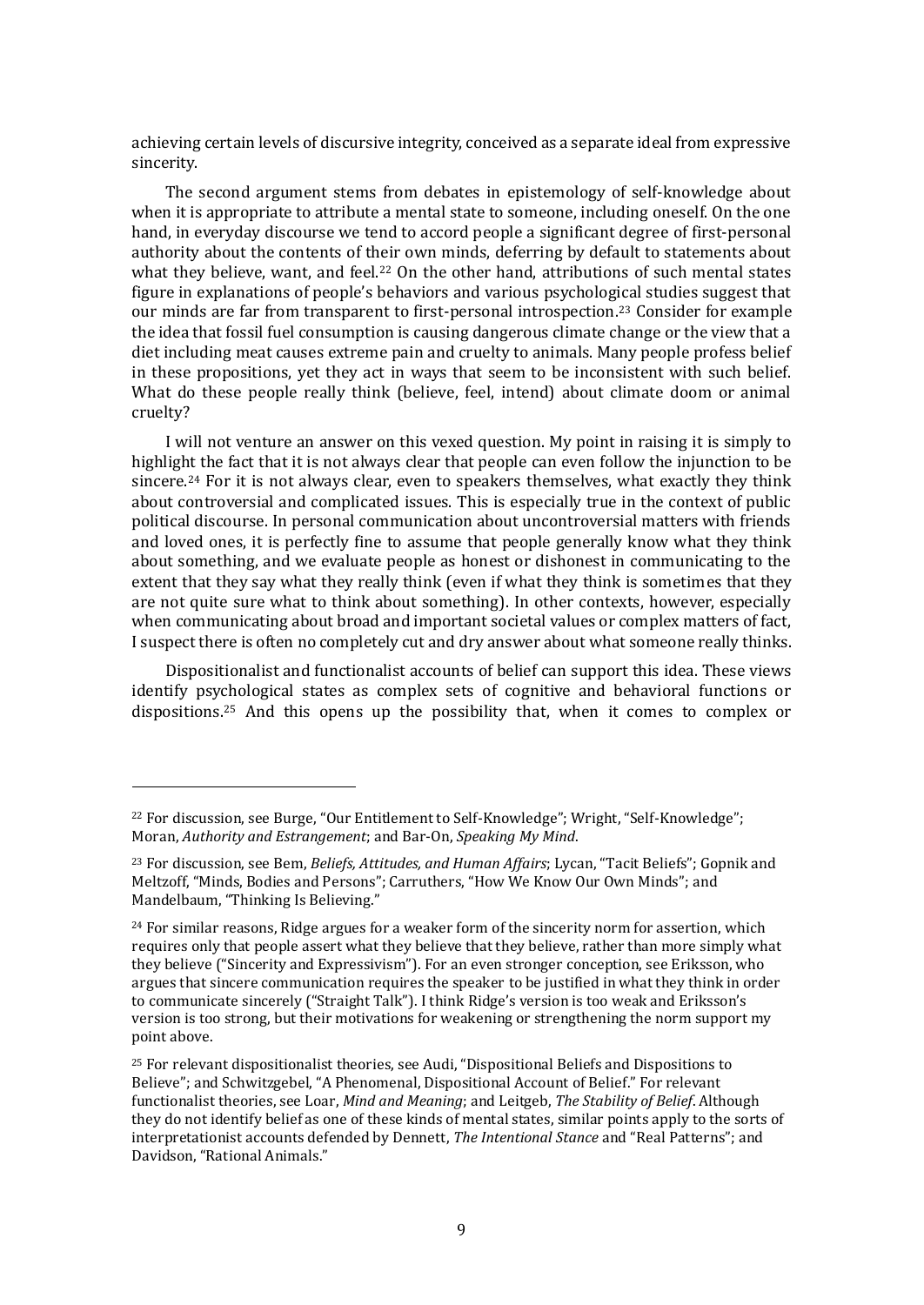achieving certain levels of discursive integrity, conceived as a separate ideal from expressive sincerity.

The second argument stems from debates in epistemology of self-knowledge about when it is appropriate to attribute a mental state to someone, including oneself. On the one hand, in everyday discourse we tend to accord people a significant degree of first-personal authority about the contents of their own minds, deferring by default to statements about what they believe, want, and feel.[22] On the other hand, attributions of such mental states figure in explanations of people's behaviors and various psychological studies suggest that our minds are far from transparent to first-personal introspection.[23] Consider for example the idea that fossil fuel consumption is causing dangerous climate change or the view that a diet including meat causes extreme pain and cruelty to animals. Many people profess belief in these propositions, yet they act in ways that seem to be inconsistent with such belief. What do these people really think (believe, feel, intend) about climate doom or animal cruelty?

I will not venture an answer on this vexed question. My point in raising it is simply to highlight the fact that it is not always clear that people can even follow the injunction to be sincere.[24] For it is not always clear, even to speakers themselves, what exactly they think about controversial and complicated issues. This is especially true in the context of public political discourse. In personal communication about uncontroversial matters with friends and loved ones, it is perfectly fine to assume that people generally know what they think about something, and we evaluate people as honest or dishonest in communicating to the extent that they say what they really think (even if what they think is sometimes that they are not quite sure what to think about something). In other contexts, however, especially when communicating about broad and important societal values or complex matters of fact, I suspect there is often no completely cut and dry answer about what someone really thinks.

Dispositionalist and functionalist accounts of belief can support this idea. These views identify psychological states as complex sets of cognitive and behavioral functions or dispositions.[25] And this opens up the possibility that, when it comes to complex or

---

[22] For discussion, see Burge, "Our Entitlement to Self-Knowledge"; Wright, "Self-Knowledge"; Moran, *Authority and Estrangement*; and Bar-On, *Speaking My Mind*.

[23] For discussion, see Bem, *Beliefs, Attitudes, and Human Affairs*; Lycan, "Tacit Beliefs"; Gopnik and Meltzoff, "Minds, Bodies and Persons"; Carruthers, "How We Know Our Own Minds"; and Mandelbaum, "Thinking Is Believing."

[24] For similar reasons, Ridge argues for a weaker form of the sincerity norm for assertion, which requires only that people assert what they believe that they believe, rather than more simply what they believe ("Sincerity and Expressivism"). For an even stronger conception, see Eriksson, who argues that sincere communication requires the speaker to be justified in what they think in order to communicate sincerely ("Straight Talk"). I think Ridge's version is too weak and Eriksson's version is too strong, but their motivations for weakening or strengthening the norm support my point above.

[25] For relevant dispositionalist theories, see Audi, "Dispositional Beliefs and Dispositions to Believe"; and Schwitzgebel, "A Phenomenal, Dispositional Account of Belief." For relevant functionalist theories, see Loar, *Mind and Meaning*; and Leitgeb, *The Stability of Belief*. Although they do not identify belief as one of these kinds of mental states, similar points apply to the sorts of interpretationist accounts defended by Dennett, *The Intentional Stance* and "Real Patterns"; and Davidson, "Rational Animals."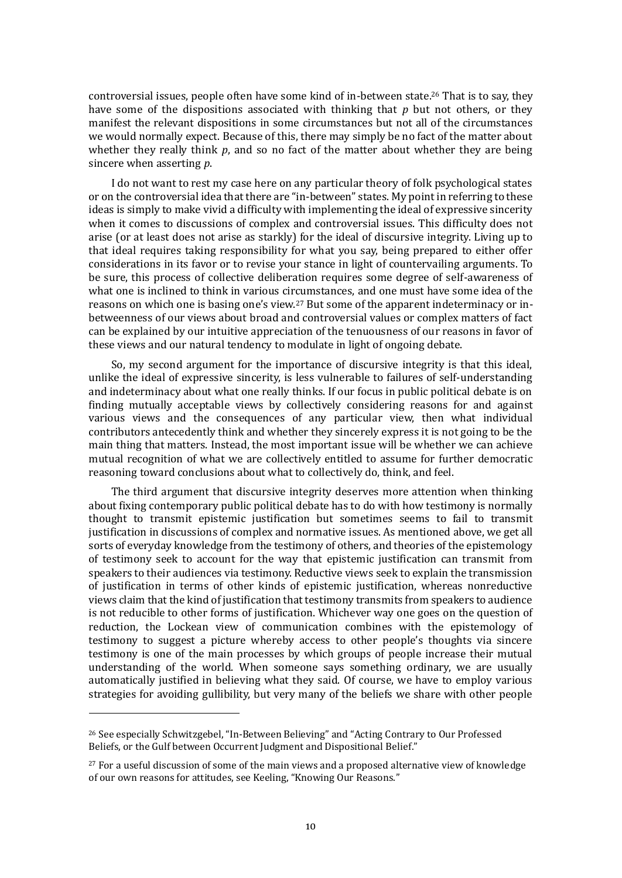controversial issues, people often have some kind of in-between state.[26] That is to say, they have some of the dispositions associated with thinking that *p* but not others, or they manifest the relevant dispositions in some circumstances but not all of the circumstances we would normally expect. Because of this, there may simply be no fact of the matter about whether they really think *p*, and so no fact of the matter about whether they are being sincere when asserting *p*.

I do not want to rest my case here on any particular theory of folk psychological states or on the controversial idea that there are "in-between" states. My point in referring to these ideas is simply to make vivid a difficulty with implementing the ideal of expressive sincerity when it comes to discussions of complex and controversial issues. This difficulty does not arise (or at least does not arise as starkly) for the ideal of discursive integrity. Living up to that ideal requires taking responsibility for what you say, being prepared to either offer considerations in its favor or to revise your stance in light of countervailing arguments. To be sure, this process of collective deliberation requires some degree of self-awareness of what one is inclined to think in various circumstances, and one must have some idea of the reasons on which one is basing one's view.[27] But some of the apparent indeterminacy or in-betweenness of our views about broad and controversial values or complex matters of fact can be explained by our intuitive appreciation of the tenuousness of our reasons in favor of these views and our natural tendency to modulate in light of ongoing debate.

So, my second argument for the importance of discursive integrity is that this ideal, unlike the ideal of expressive sincerity, is less vulnerable to failures of self-understanding and indeterminacy about what one really thinks. If our focus in public political debate is on finding mutually acceptable views by collectively considering reasons for and against various views and the consequences of any particular view, then what individual contributors antecedently think and whether they sincerely express it is not going to be the main thing that matters. Instead, the most important issue will be whether we can achieve mutual recognition of what we are collectively entitled to assume for further democratic reasoning toward conclusions about what to collectively do, think, and feel.

The third argument that discursive integrity deserves more attention when thinking about fixing contemporary public political debate has to do with how testimony is normally thought to transmit epistemic justification but sometimes seems to fail to transmit justification in discussions of complex and normative issues. As mentioned above, we get all sorts of everyday knowledge from the testimony of others, and theories of the epistemology of testimony seek to account for the way that epistemic justification can transmit from speakers to their audiences via testimony. Reductive views seek to explain the transmission of justification in terms of other kinds of epistemic justification, whereas nonreductive views claim that the kind of justification that testimony transmits from speakers to audience is not reducible to other forms of justification. Whichever way one goes on the question of reduction, the Lockean view of communication combines with the epistemology of testimony to suggest a picture whereby access to other people's thoughts via sincere testimony is one of the main processes by which groups of people increase their mutual understanding of the world. When someone says something ordinary, we are usually automatically justified in believing what they said. Of course, we have to employ various strategies for avoiding gullibility, but very many of the beliefs we share with other people

[26] See especially Schwitzgebel, "In-Between Believing" and "Acting Contrary to Our Professed Beliefs, or the Gulf between Occurrent Judgment and Dispositional Belief."

[27] For a useful discussion of some of the main views and a proposed alternative view of knowledge of our own reasons for attitudes, see Keeling, "Knowing Our Reasons."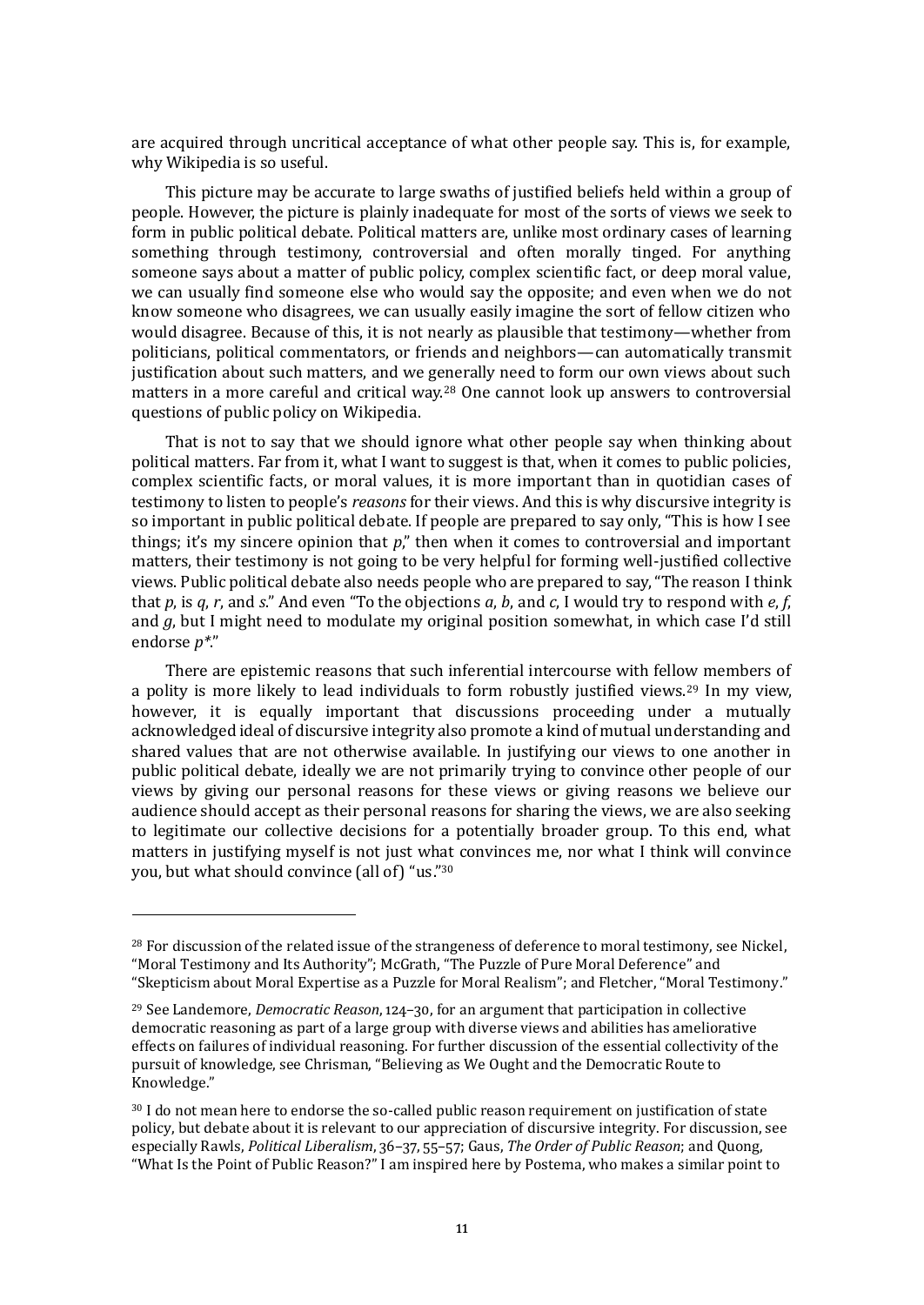are acquired through uncritical acceptance of what other people say. This is, for example, why Wikipedia is so useful.

This picture may be accurate to large swaths of justified beliefs held within a group of people. However, the picture is plainly inadequate for most of the sorts of views we seek to form in public political debate. Political matters are, unlike most ordinary cases of learning something through testimony, controversial and often morally tinged. For anything someone says about a matter of public policy, complex scientific fact, or deep moral value, we can usually find someone else who would say the opposite; and even when we do not know someone who disagrees, we can usually easily imagine the sort of fellow citizen who would disagree. Because of this, it is not nearly as plausible that testimony—whether from politicians, political commentators, or friends and neighbors—can automatically transmit justification about such matters, and we generally need to form our own views about such matters in a more careful and critical way.[28] One cannot look up answers to controversial questions of public policy on Wikipedia.

That is not to say that we should ignore what other people say when thinking about political matters. Far from it, what I want to suggest is that, when it comes to public policies, complex scientific facts, or moral values, it is more important than in quotidian cases of testimony to listen to people's *reasons* for their views. And this is why discursive integrity is so important in public political debate. If people are prepared to say only, "This is how I see things; it's my sincere opinion that *p*," then when it comes to controversial and important matters, their testimony is not going to be very helpful for forming well-justified collective views. Public political debate also needs people who are prepared to say, "The reason I think that *p*, is *q*, *r*, and *s*." And even "To the objections *a*, *b*, and *c*, I would try to respond with *e*, *f*, and *g*, but I might need to modulate my original position somewhat, in which case I'd still endorse *p**."

There are epistemic reasons that such inferential intercourse with fellow members of a polity is more likely to lead individuals to form robustly justified views.[29] In my view, however, it is equally important that discussions proceeding under a mutually acknowledged ideal of discursive integrity also promote a kind of mutual understanding and shared values that are not otherwise available. In justifying our views to one another in public political debate, ideally we are not primarily trying to convince other people of our views by giving our personal reasons for these views or giving reasons we believe our audience should accept as their personal reasons for sharing the views, we are also seeking to legitimate our collective decisions for a potentially broader group. To this end, what matters in justifying myself is not just what convinces me, nor what I think will convince you, but what should convince (all of) "us."[30]

---

[28] For discussion of the related issue of the strangeness of deference to moral testimony, see Nickel, "Moral Testimony and Its Authority"; McGrath, "The Puzzle of Pure Moral Deference" and "Skepticism about Moral Expertise as a Puzzle for Moral Realism"; and Fletcher, "Moral Testimony."

[29] See Landemore, *Democratic Reason*, 124–30, for an argument that participation in collective democratic reasoning as part of a large group with diverse views and abilities has ameliorative effects on failures of individual reasoning. For further discussion of the essential collectivity of the pursuit of knowledge, see Chrisman, "Believing as We Ought and the Democratic Route to Knowledge."

[30] I do not mean here to endorse the so-called public reason requirement on justification of state policy, but debate about it is relevant to our appreciation of discursive integrity. For discussion, see especially Rawls, *Political Liberalism*, 36–37, 55–57; Gaus, *The Order of Public Reason*; and Quong, "What Is the Point of Public Reason?" I am inspired here by Postema, who makes a similar point to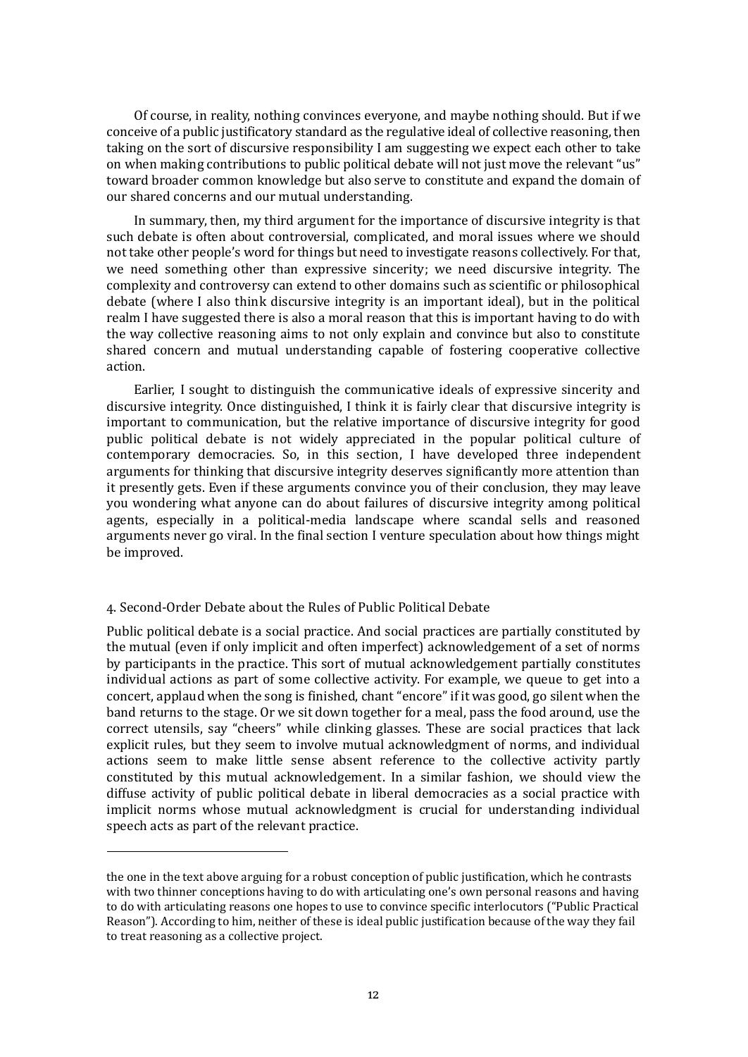Of course, in reality, nothing convinces everyone, and maybe nothing should. But if we conceive of a public justificatory standard as the regulative ideal of collective reasoning, then taking on the sort of discursive responsibility I am suggesting we expect each other to take on when making contributions to public political debate will not just move the relevant "us" toward broader common knowledge but also serve to constitute and expand the domain of our shared concerns and our mutual understanding.

In summary, then, my third argument for the importance of discursive integrity is that such debate is often about controversial, complicated, and moral issues where we should not take other people's word for things but need to investigate reasons collectively. For that, we need something other than expressive sincerity; we need discursive integrity. The complexity and controversy can extend to other domains such as scientific or philosophical debate (where I also think discursive integrity is an important ideal), but in the political realm I have suggested there is also a moral reason that this is important having to do with the way collective reasoning aims to not only explain and convince but also to constitute shared concern and mutual understanding capable of fostering cooperative collective action.

Earlier, I sought to distinguish the communicative ideals of expressive sincerity and discursive integrity. Once distinguished, I think it is fairly clear that discursive integrity is important to communication, but the relative importance of discursive integrity for good public political debate is not widely appreciated in the popular political culture of contemporary democracies. So, in this section, I have developed three independent arguments for thinking that discursive integrity deserves significantly more attention than it presently gets. Even if these arguments convince you of their conclusion, they may leave you wondering what anyone can do about failures of discursive integrity among political agents, especially in a political-media landscape where scandal sells and reasoned arguments never go viral. In the final section I venture speculation about how things might be improved.

## 4. Second-Order Debate about the Rules of Public Political Debate

Public political debate is a social practice. And social practices are partially constituted by the mutual (even if only implicit and often imperfect) acknowledgement of a set of norms by participants in the practice. This sort of mutual acknowledgement partially constitutes individual actions as part of some collective activity. For example, we queue to get into a concert, applaud when the song is finished, chant "encore" if it was good, go silent when the band returns to the stage. Or we sit down together for a meal, pass the food around, use the correct utensils, say "cheers" while clinking glasses. These are social practices that lack explicit rules, but they seem to involve mutual acknowledgment of norms, and individual actions seem to make little sense absent reference to the collective activity partly constituted by this mutual acknowledgement. In a similar fashion, we should view the diffuse activity of public political debate in liberal democracies as a social practice with implicit norms whose mutual acknowledgment is crucial for understanding individual speech acts as part of the relevant practice.

---

the one in the text above arguing for a robust conception of public justification, which he contrasts with two thinner conceptions having to do with articulating one's own personal reasons and having to do with articulating reasons one hopes to use to convince specific interlocutors ("Public Practical Reason"). According to him, neither of these is ideal public justification because of the way they fail to treat reasoning as a collective project.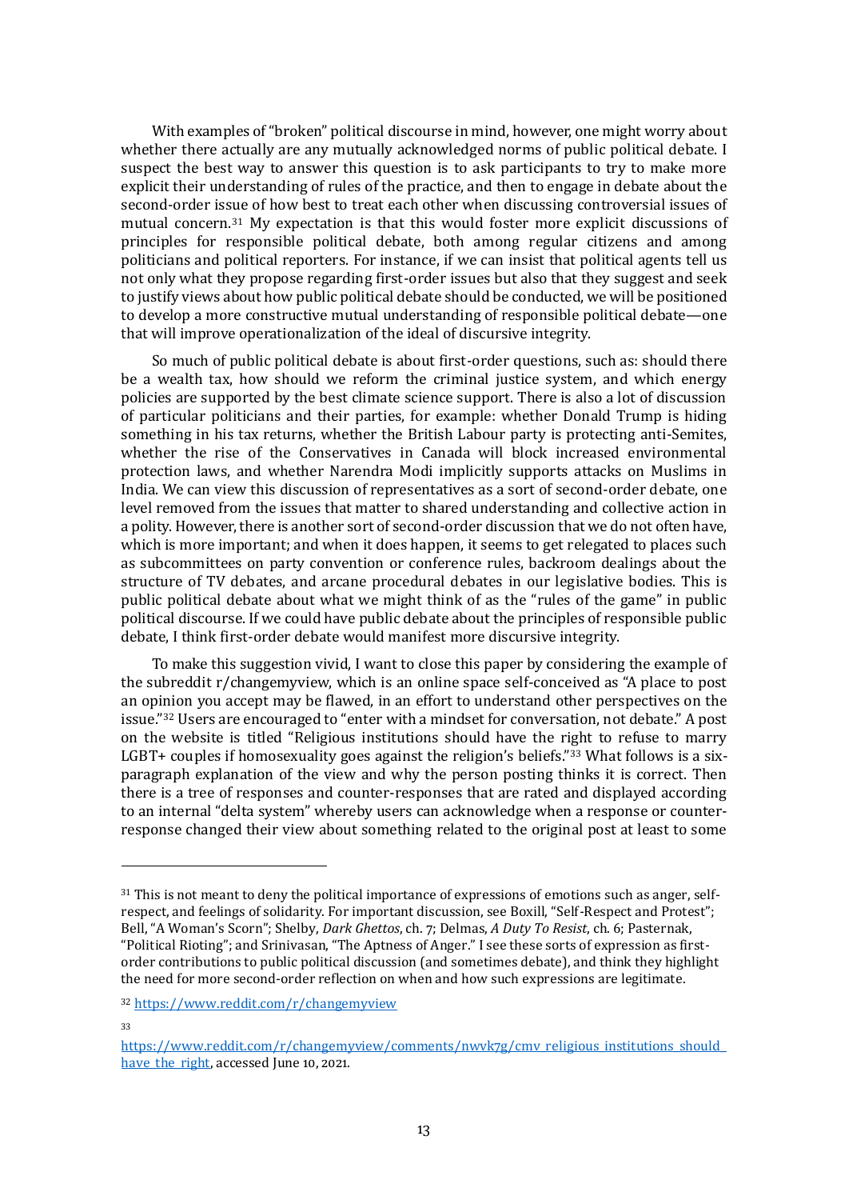With examples of "broken" political discourse in mind, however, one might worry about whether there actually are any mutually acknowledged norms of public political debate. I suspect the best way to answer this question is to ask participants to try to make more explicit their understanding of rules of the practice, and then to engage in debate about the second-order issue of how best to treat each other when discussing controversial issues of mutual concern.[31] My expectation is that this would foster more explicit discussions of principles for responsible political debate, both among regular citizens and among politicians and political reporters. For instance, if we can insist that political agents tell us not only what they propose regarding first-order issues but also that they suggest and seek to justify views about how public political debate should be conducted, we will be positioned to develop a more constructive mutual understanding of responsible political debate—one that will improve operationalization of the ideal of discursive integrity.

So much of public political debate is about first-order questions, such as: should there be a wealth tax, how should we reform the criminal justice system, and which energy policies are supported by the best climate science support. There is also a lot of discussion of particular politicians and their parties, for example: whether Donald Trump is hiding something in his tax returns, whether the British Labour party is protecting anti-Semites, whether the rise of the Conservatives in Canada will block increased environmental protection laws, and whether Narendra Modi implicitly supports attacks on Muslims in India. We can view this discussion of representatives as a sort of second-order debate, one level removed from the issues that matter to shared understanding and collective action in a polity. However, there is another sort of second-order discussion that we do not often have, which is more important; and when it does happen, it seems to get relegated to places such as subcommittees on party convention or conference rules, backroom dealings about the structure of TV debates, and arcane procedural debates in our legislative bodies. This is public political debate about what we might think of as the "rules of the game" in public political discourse. If we could have public debate about the principles of responsible public debate, I think first-order debate would manifest more discursive integrity.

To make this suggestion vivid, I want to close this paper by considering the example of the subreddit r/changemyview, which is an online space self-conceived as "A place to post an opinion you accept may be flawed, in an effort to understand other perspectives on the issue."[32] Users are encouraged to "enter with a mindset for conversation, not debate." A post on the website is titled "Religious institutions should have the right to refuse to marry LGBT+ couples if homosexuality goes against the religion's beliefs."[33] What follows is a six-paragraph explanation of the view and why the person posting thinks it is correct. Then there is a tree of responses and counter-responses that are rated and displayed according to an internal "delta system" whereby users can acknowledge when a response or counter-response changed their view about something related to the original post at least to some

---

[31] This is not meant to deny the political importance of expressions of emotions such as anger, self-respect, and feelings of solidarity. For important discussion, see Boxill, "Self-Respect and Protest"; Bell, "A Woman's Scorn"; Shelby, *Dark Ghettos*, ch. 7; Delmas, *A Duty To Resist*, ch. 6; Pasternak, "Political Rioting"; and Srinivasan, "The Aptness of Anger." I see these sorts of expression as first-order contributions to public political discussion (and sometimes debate), and think they highlight the need for more second-order reflection on when and how such expressions are legitimate.

[32] https://www.reddit.com/r/changemyview

[33] https://www.reddit.com/r/changemyview/comments/nwvk7g/cmv_religious_institutions_should_have_the_right, accessed June 10, 2021.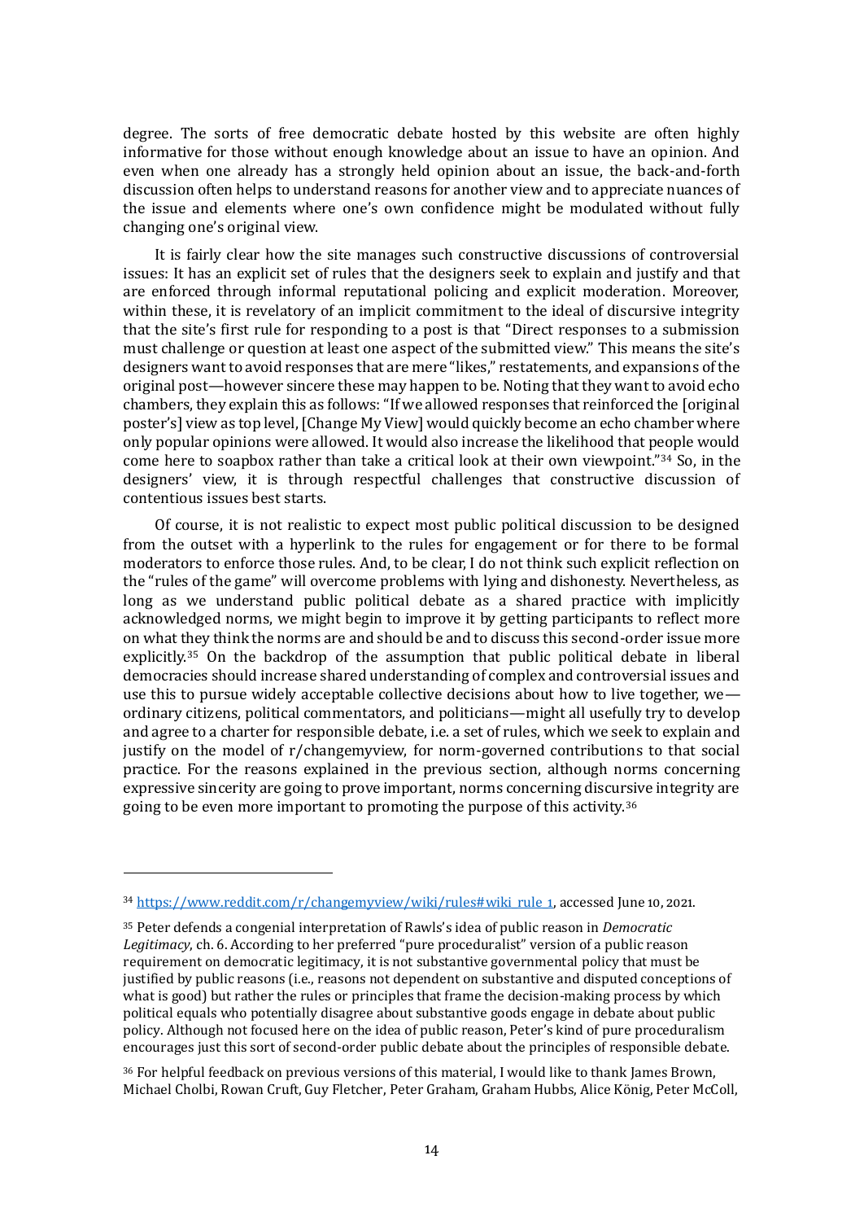degree. The sorts of free democratic debate hosted by this website are often highly informative for those without enough knowledge about an issue to have an opinion. And even when one already has a strongly held opinion about an issue, the back-and-forth discussion often helps to understand reasons for another view and to appreciate nuances of the issue and elements where one's own confidence might be modulated without fully changing one's original view.

It is fairly clear how the site manages such constructive discussions of controversial issues: It has an explicit set of rules that the designers seek to explain and justify and that are enforced through informal reputational policing and explicit moderation. Moreover, within these, it is revelatory of an implicit commitment to the ideal of discursive integrity that the site's first rule for responding to a post is that "Direct responses to a submission must challenge or question at least one aspect of the submitted view." This means the site's designers want to avoid responses that are mere "likes," restatements, and expansions of the original post—however sincere these may happen to be. Noting that they want to avoid echo chambers, they explain this as follows: "If we allowed responses that reinforced the [original poster's] view as top level, [Change My View] would quickly become an echo chamber where only popular opinions were allowed. It would also increase the likelihood that people would come here to soapbox rather than take a critical look at their own viewpoint."[34] So, in the designers' view, it is through respectful challenges that constructive discussion of contentious issues best starts.

Of course, it is not realistic to expect most public political discussion to be designed from the outset with a hyperlink to the rules for engagement or for there to be formal moderators to enforce those rules. And, to be clear, I do not think such explicit reflection on the "rules of the game" will overcome problems with lying and dishonesty. Nevertheless, as long as we understand public political debate as a shared practice with implicitly acknowledged norms, we might begin to improve it by getting participants to reflect more on what they think the norms are and should be and to discuss this second-order issue more explicitly.[35] On the backdrop of the assumption that public political debate in liberal democracies should increase shared understanding of complex and controversial issues and use this to pursue widely acceptable collective decisions about how to live together, we—ordinary citizens, political commentators, and politicians—might all usefully try to develop and agree to a charter for responsible debate, i.e. a set of rules, which we seek to explain and justify on the model of r/changemyview, for norm-governed contributions to that social practice. For the reasons explained in the previous section, although norms concerning expressive sincerity are going to prove important, norms concerning discursive integrity are going to be even more important to promoting the purpose of this activity.[36]

---

[34] https://www.reddit.com/r/changemyview/wiki/rules#wiki_rule_1, accessed June 10, 2021.

[35] Peter defends a congenial interpretation of Rawls's idea of public reason in *Democratic Legitimacy*, ch. 6. According to her preferred "pure proceduralist" version of a public reason requirement on democratic legitimacy, it is not substantive governmental policy that must be justified by public reasons (i.e., reasons not dependent on substantive and disputed conceptions of what is good) but rather the rules or principles that frame the decision-making process by which political equals who potentially disagree about substantive goods engage in debate about public policy. Although not focused here on the idea of public reason, Peter's kind of pure proceduralism encourages just this sort of second-order public debate about the principles of responsible debate.

[36] For helpful feedback on previous versions of this material, I would like to thank James Brown, Michael Cholbi, Rowan Cruft, Guy Fletcher, Peter Graham, Graham Hubbs, Alice König, Peter McColl,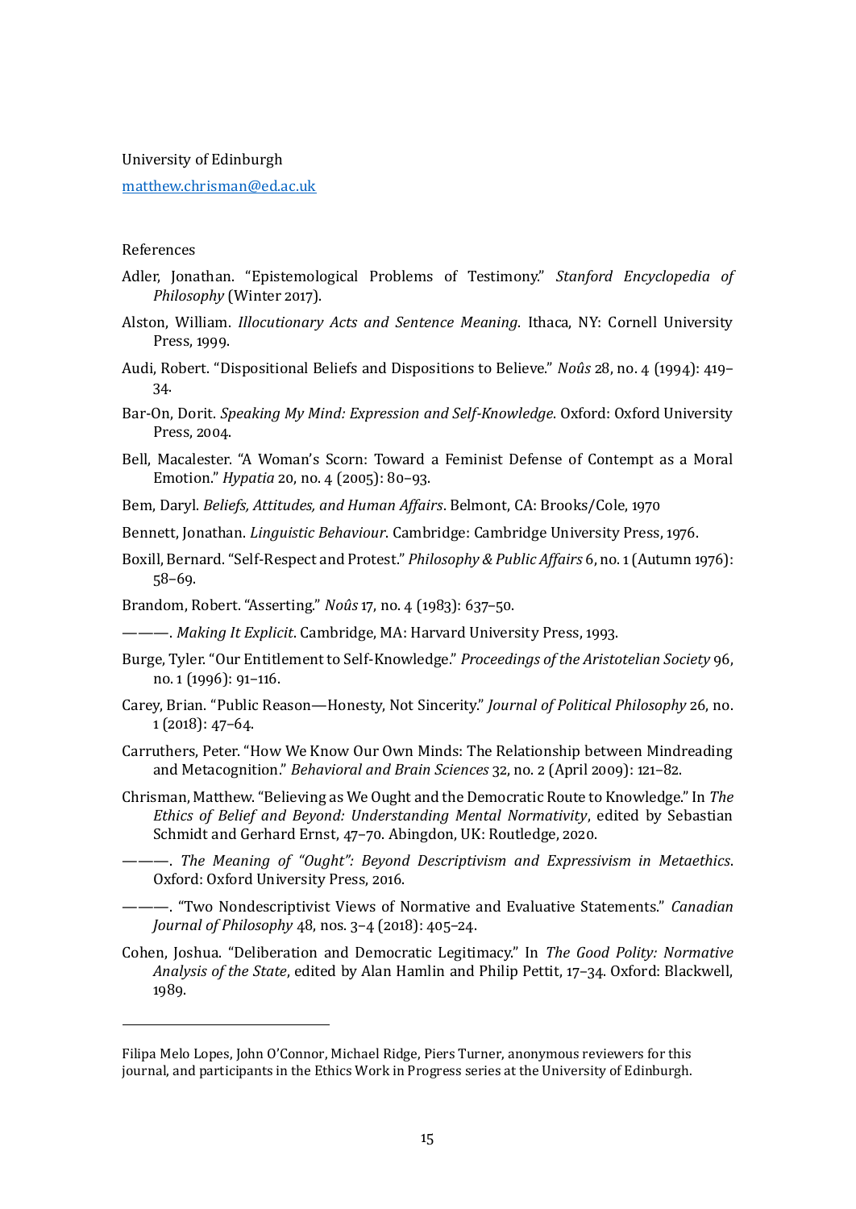University of Edinburgh

matthew.chrisman@ed.ac.uk

References

Adler, Jonathan. "Epistemological Problems of Testimony." *Stanford Encyclopedia of Philosophy* (Winter 2017).

Alston, William. *Illocutionary Acts and Sentence Meaning*. Ithaca, NY: Cornell University Press, 1999.

Audi, Robert. "Dispositional Beliefs and Dispositions to Believe." *Noûs* 28, no. 4 (1994): 419–34.

Bar-On, Dorit. *Speaking My Mind: Expression and Self-Knowledge*. Oxford: Oxford University Press, 2004.

Bell, Macalester. "A Woman's Scorn: Toward a Feminist Defense of Contempt as a Moral Emotion." *Hypatia* 20, no. 4 (2005): 80–93.

Bem, Daryl. *Beliefs, Attitudes, and Human Affairs*. Belmont, CA: Brooks/Cole, 1970

Bennett, Jonathan. *Linguistic Behaviour*. Cambridge: Cambridge University Press, 1976.

Boxill, Bernard. "Self-Respect and Protest." *Philosophy & Public Affairs* 6, no. 1 (Autumn 1976): 58–69.

Brandom, Robert. "Asserting." *Noûs* 17, no. 4 (1983): 637–50.

———. *Making It Explicit*. Cambridge, MA: Harvard University Press, 1993.

Burge, Tyler. "Our Entitlement to Self-Knowledge." *Proceedings of the Aristotelian Society* 96, no. 1 (1996): 91–116.

Carey, Brian. "Public Reason—Honesty, Not Sincerity." *Journal of Political Philosophy* 26, no. 1 (2018): 47–64.

Carruthers, Peter. "How We Know Our Own Minds: The Relationship between Mindreading and Metacognition." *Behavioral and Brain Sciences* 32, no. 2 (April 2009): 121–82.

Chrisman, Matthew. "Believing as We Ought and the Democratic Route to Knowledge." In *The Ethics of Belief and Beyond: Understanding Mental Normativity*, edited by Sebastian Schmidt and Gerhard Ernst, 47–70. Abingdon, UK: Routledge, 2020.

———. *The Meaning of "Ought": Beyond Descriptivism and Expressivism in Metaethics*. Oxford: Oxford University Press, 2016.

———. "Two Nondescriptivist Views of Normative and Evaluative Statements." *Canadian Journal of Philosophy* 48, nos. 3–4 (2018): 405–24.

Cohen, Joshua. "Deliberation and Democratic Legitimacy." In *The Good Polity: Normative Analysis of the State*, edited by Alan Hamlin and Philip Pettit, 17–34. Oxford: Blackwell, 1989.

---

Filipa Melo Lopes, John O'Connor, Michael Ridge, Piers Turner, anonymous reviewers for this journal, and participants in the Ethics Work in Progress series at the University of Edinburgh.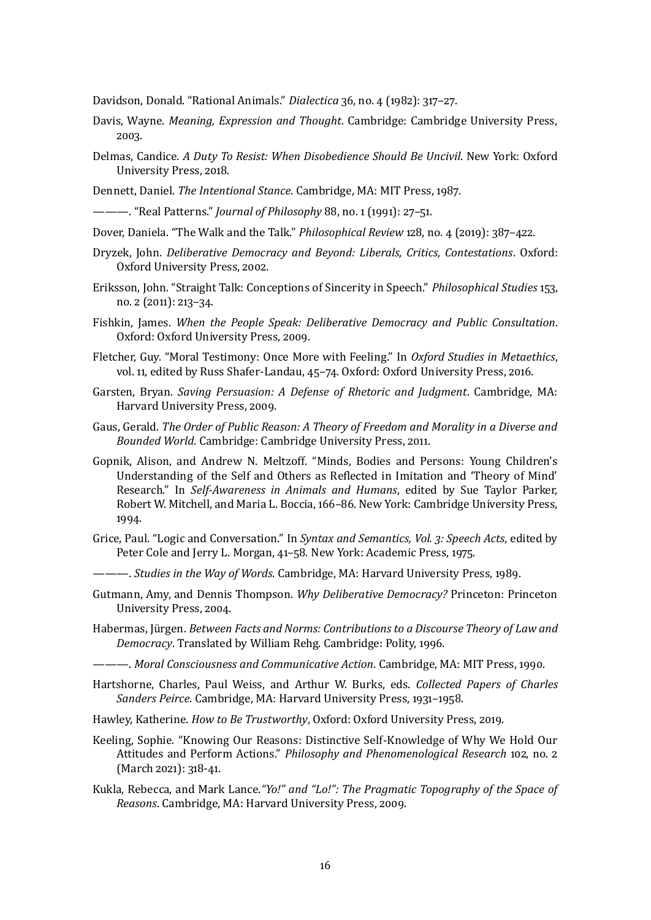Davidson, Donald. “Rational Animals.” *Dialectica* 36, no. 4 (1982): 317–27.

Davis, Wayne. *Meaning, Expression and Thought*. Cambridge: Cambridge University Press, 2003.

Delmas, Candice. *A Duty To Resist: When Disobedience Should Be Uncivil*. New York: Oxford University Press, 2018.

Dennett, Daniel. *The Intentional Stance*. Cambridge, MA: MIT Press, 1987.

———. “Real Patterns.” *Journal of Philosophy* 88, no. 1 (1991): 27–51.

Dover, Daniela. “The Walk and the Talk.” *Philosophical Review* 128, no. 4 (2019): 387–422.

Dryzek, John. *Deliberative Democracy and Beyond: Liberals, Critics, Contestations*. Oxford: Oxford University Press, 2002.

Eriksson, John. “Straight Talk: Conceptions of Sincerity in Speech.” *Philosophical Studies* 153, no. 2 (2011): 213–34.

Fishkin, James. *When the People Speak: Deliberative Democracy and Public Consultation*. Oxford: Oxford University Press, 2009.

Fletcher, Guy. “Moral Testimony: Once More with Feeling.” In *Oxford Studies in Metaethics*, vol. 11, edited by Russ Shafer-Landau, 45–74. Oxford: Oxford University Press, 2016.

Garsten, Bryan. *Saving Persuasion: A Defense of Rhetoric and Judgment*. Cambridge, MA: Harvard University Press, 2009.

Gaus, Gerald. *The Order of Public Reason: A Theory of Freedom and Morality in a Diverse and Bounded World*. Cambridge: Cambridge University Press, 2011.

Gopnik, Alison, and Andrew N. Meltzoff. “Minds, Bodies and Persons: Young Children’s Understanding of the Self and Others as Reflected in Imitation and ‘Theory of Mind’ Research.” In *Self-Awareness in Animals and Humans*, edited by Sue Taylor Parker, Robert W. Mitchell, and Maria L. Boccia, 166–86. New York: Cambridge University Press, 1994.

Grice, Paul. “Logic and Conversation.” In *Syntax and Semantics, Vol. 3: Speech Acts*, edited by Peter Cole and Jerry L. Morgan, 41–58. New York: Academic Press, 1975.

———. *Studies in the Way of Words*. Cambridge, MA: Harvard University Press, 1989.

Gutmann, Amy, and Dennis Thompson. *Why Deliberative Democracy?* Princeton: Princeton University Press, 2004.

Habermas, Jürgen. *Between Facts and Norms: Contributions to a Discourse Theory of Law and Democracy*. Translated by William Rehg. Cambridge: Polity, 1996.

———. *Moral Consciousness and Communicative Action*. Cambridge, MA: MIT Press, 1990.

Hartshorne, Charles, Paul Weiss, and Arthur W. Burks, eds. *Collected Papers of Charles Sanders Peirce*. Cambridge, MA: Harvard University Press, 1931–1958.

Hawley, Katherine. *How to Be Trustworthy*, Oxford: Oxford University Press, 2019.

Keeling, Sophie. “Knowing Our Reasons: Distinctive Self-Knowledge of Why We Hold Our Attitudes and Perform Actions.” *Philosophy and Phenomenological Research* 102, no. 2 (March 2021): 318-41.

Kukla, Rebecca, and Mark Lance. *“Yo!” and “Lo!”: The Pragmatic Topography of the Space of Reasons*. Cambridge, MA: Harvard University Press, 2009.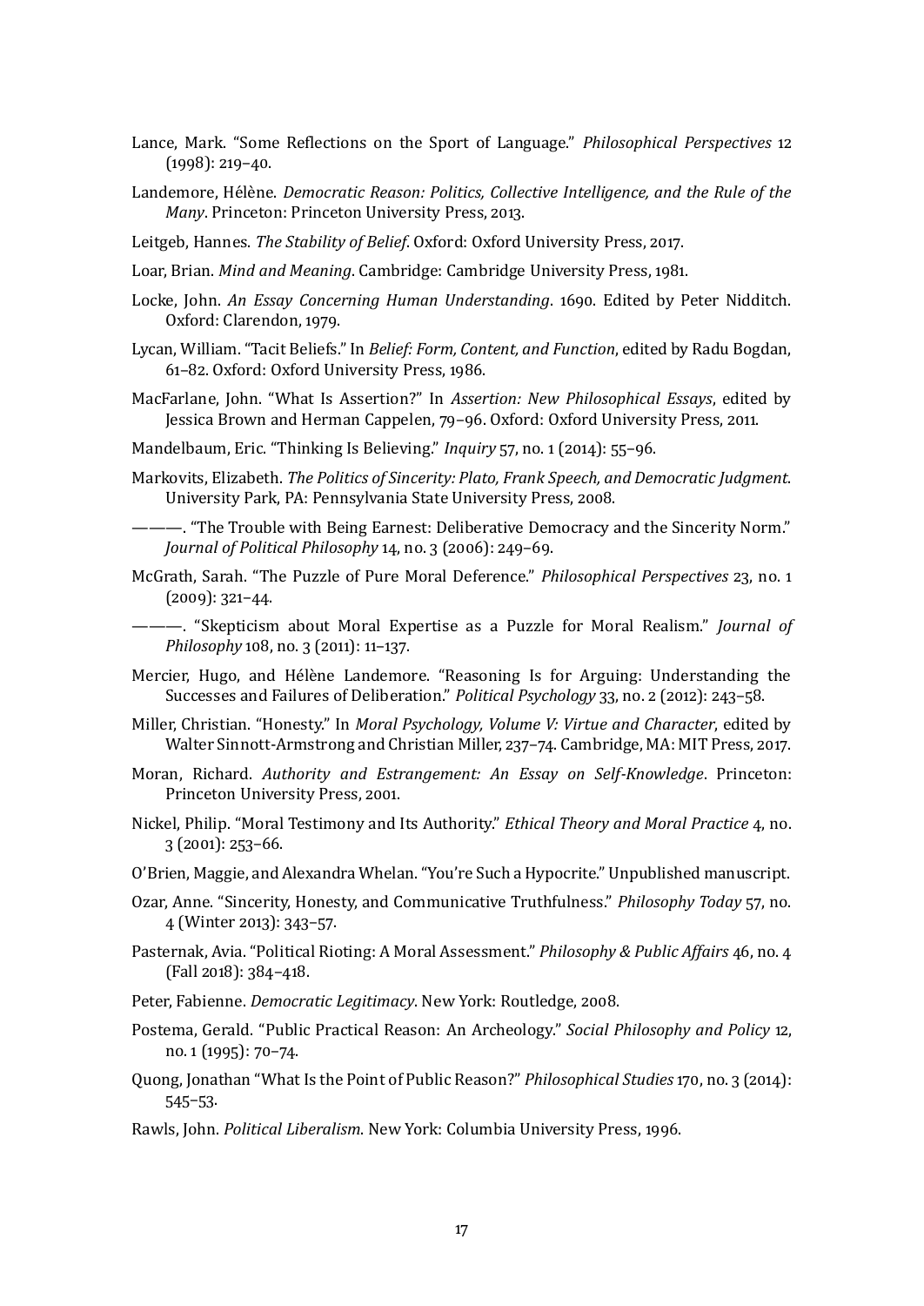Lance, Mark. "Some Reflections on the Sport of Language." *Philosophical Perspectives* 12 (1998): 219–40.

Landemore, Hélène. *Democratic Reason: Politics, Collective Intelligence, and the Rule of the Many*. Princeton: Princeton University Press, 2013.

Leitgeb, Hannes. *The Stability of Belief*. Oxford: Oxford University Press, 2017.

Loar, Brian. *Mind and Meaning*. Cambridge: Cambridge University Press, 1981.

Locke, John. *An Essay Concerning Human Understanding*. 1690. Edited by Peter Nidditch. Oxford: Clarendon, 1979.

Lycan, William. "Tacit Beliefs." In *Belief: Form, Content, and Function*, edited by Radu Bogdan, 61–82. Oxford: Oxford University Press, 1986.

MacFarlane, John. "What Is Assertion?" In *Assertion: New Philosophical Essays*, edited by Jessica Brown and Herman Cappelen, 79–96. Oxford: Oxford University Press, 2011.

Mandelbaum, Eric. "Thinking Is Believing." *Inquiry* 57, no. 1 (2014): 55–96.

Markovits, Elizabeth. *The Politics of Sincerity: Plato, Frank Speech, and Democratic Judgment*. University Park, PA: Pennsylvania State University Press, 2008.

———. "The Trouble with Being Earnest: Deliberative Democracy and the Sincerity Norm." *Journal of Political Philosophy* 14, no. 3 (2006): 249–69.

McGrath, Sarah. "The Puzzle of Pure Moral Deference." *Philosophical Perspectives* 23, no. 1 (2009): 321–44.

———. "Skepticism about Moral Expertise as a Puzzle for Moral Realism." *Journal of Philosophy* 108, no. 3 (2011): 11–137.

Mercier, Hugo, and Hélène Landemore. "Reasoning Is for Arguing: Understanding the Successes and Failures of Deliberation." *Political Psychology* 33, no. 2 (2012): 243–58.

Miller, Christian. "Honesty." In *Moral Psychology, Volume V: Virtue and Character*, edited by Walter Sinnott-Armstrong and Christian Miller, 237–74. Cambridge, MA: MIT Press, 2017.

Moran, Richard. *Authority and Estrangement: An Essay on Self-Knowledge*. Princeton: Princeton University Press, 2001.

Nickel, Philip. "Moral Testimony and Its Authority." *Ethical Theory and Moral Practice* 4, no. 3 (2001): 253–66.

O'Brien, Maggie, and Alexandra Whelan. "You're Such a Hypocrite." Unpublished manuscript.

Ozar, Anne. "Sincerity, Honesty, and Communicative Truthfulness." *Philosophy Today* 57, no. 4 (Winter 2013): 343–57.

Pasternak, Avia. "Political Rioting: A Moral Assessment." *Philosophy & Public Affairs* 46, no. 4 (Fall 2018): 384–418.

Peter, Fabienne. *Democratic Legitimacy*. New York: Routledge, 2008.

Postema, Gerald. "Public Practical Reason: An Archeology." *Social Philosophy and Policy* 12, no. 1 (1995): 70–74.

Quong, Jonathan "What Is the Point of Public Reason?" *Philosophical Studies* 170, no. 3 (2014): 545–53.

Rawls, John. *Political Liberalism*. New York: Columbia University Press, 1996.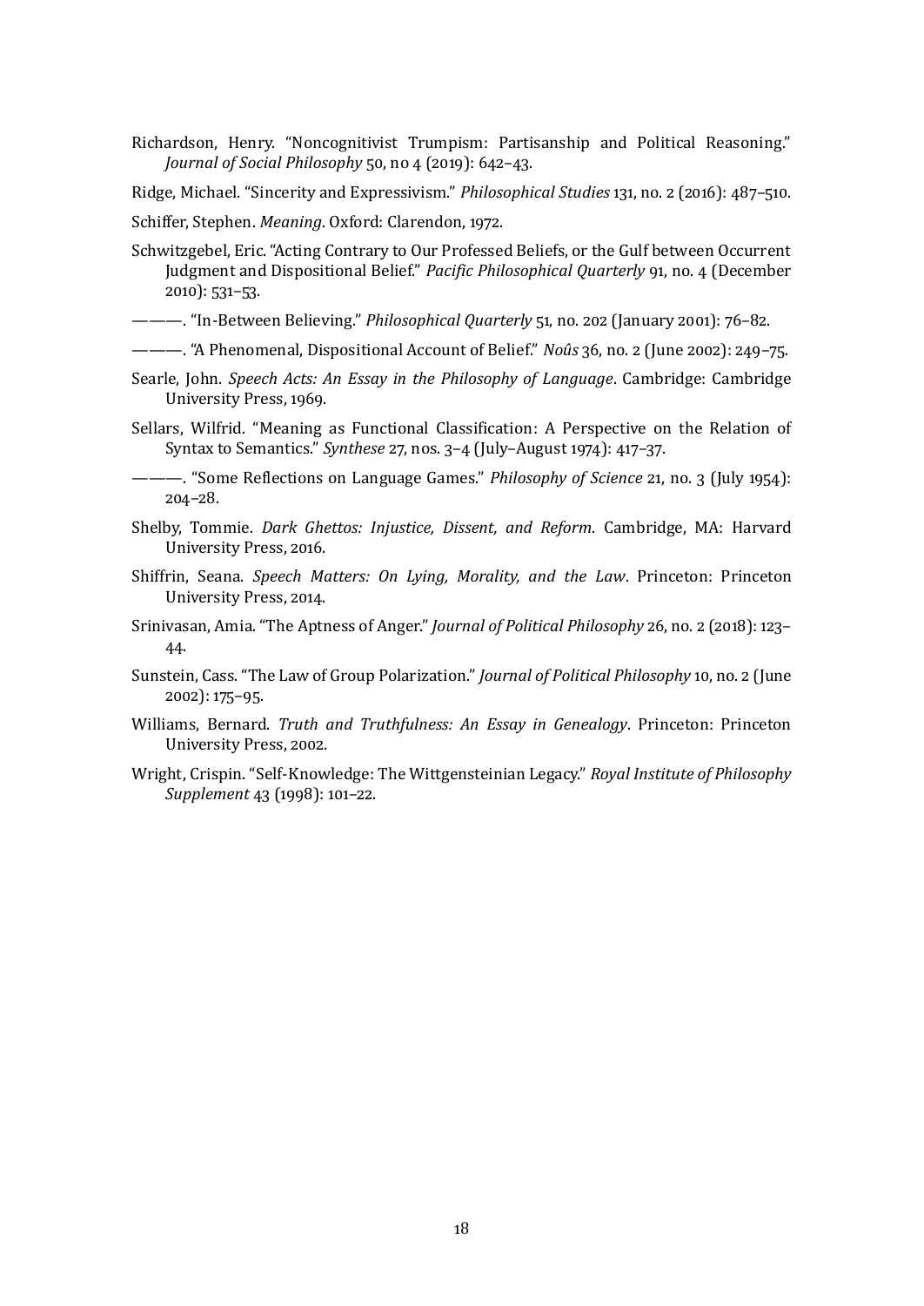Richardson, Henry. "Noncognitivist Trumpism: Partisanship and Political Reasoning." *Journal of Social Philosophy* 50, no 4 (2019): 642–43.

Ridge, Michael. "Sincerity and Expressivism." *Philosophical Studies* 131, no. 2 (2016): 487–510.

Schiffer, Stephen. *Meaning*. Oxford: Clarendon, 1972.

Schwitzgebel, Eric. "Acting Contrary to Our Professed Beliefs, or the Gulf between Occurrent Judgment and Dispositional Belief." *Pacific Philosophical Quarterly* 91, no. 4 (December 2010): 531–53.

———. "In-Between Believing." *Philosophical Quarterly* 51, no. 202 (January 2001): 76–82.

———. "A Phenomenal, Dispositional Account of Belief." *Noûs* 36, no. 2 (June 2002): 249–75.

Searle, John. *Speech Acts: An Essay in the Philosophy of Language*. Cambridge: Cambridge University Press, 1969.

Sellars, Wilfrid. "Meaning as Functional Classification: A Perspective on the Relation of Syntax to Semantics." *Synthese* 27, nos. 3–4 (July–August 1974): 417–37.

———. "Some Reflections on Language Games." *Philosophy of Science* 21, no. 3 (July 1954): 204–28.

Shelby, Tommie. *Dark Ghettos: Injustice, Dissent, and Reform*. Cambridge, MA: Harvard University Press, 2016.

Shiffrin, Seana. *Speech Matters: On Lying, Morality, and the Law*. Princeton: Princeton University Press, 2014.

Srinivasan, Amia. "The Aptness of Anger." *Journal of Political Philosophy* 26, no. 2 (2018): 123–44.

Sunstein, Cass. "The Law of Group Polarization." *Journal of Political Philosophy* 10, no. 2 (June 2002): 175–95.

Williams, Bernard. *Truth and Truthfulness: An Essay in Genealogy*. Princeton: Princeton University Press, 2002.

Wright, Crispin. "Self-Knowledge: The Wittgensteinian Legacy." *Royal Institute of Philosophy Supplement* 43 (1998): 101–22.